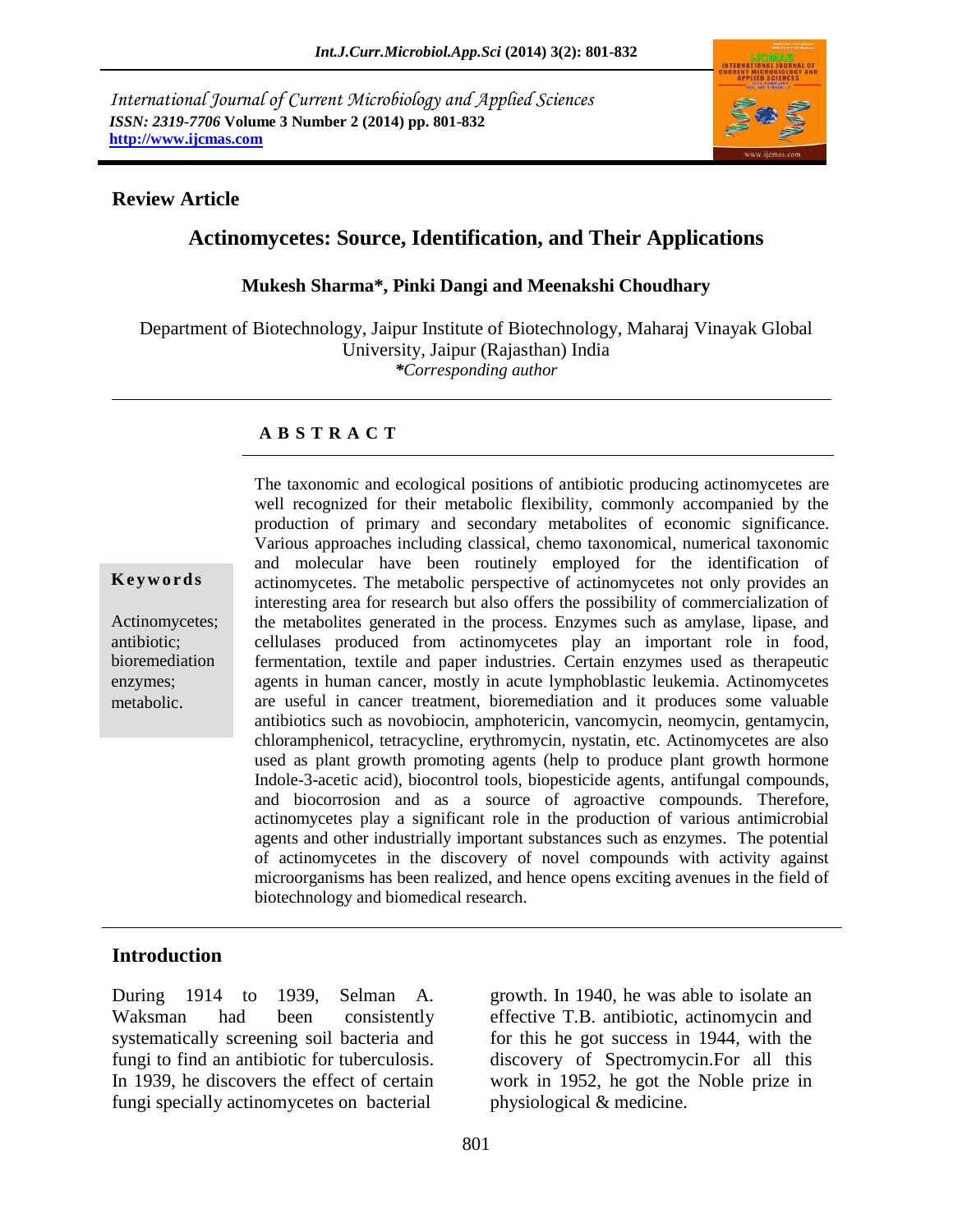International Journal of Current Microbiology and Applied Sciences
*ISSN: 2319-7706* **Volume 3 Number 2 (2014) pp. 801-832**
**http://www.ijcmas.com**

**Review Article**

# Actinomycetes: Source, Identification, and Their Applications

**Mukesh Sharma\*, Pinki Dangi and Meenakshi Choudhary**

Department of Biotechnology, Jaipur Institute of Biotechnology, Maharaj Vinayak Global University, Jaipur (Rajasthan) India
*\*Corresponding author*

## A B S T R A C T

**Keywords**

Actinomycetes; antibiotic; bioremediation enzymes; metabolic.

The taxonomic and ecological positions of antibiotic producing actinomycetes are well recognized for their metabolic flexibility, commonly accompanied by the production of primary and secondary metabolites of economic significance. Various approaches including classical, chemo taxonomical, numerical taxonomic and molecular have been routinely employed for the identification of actinomycetes. The metabolic perspective of actinomycetes not only provides an interesting area for research but also offers the possibility of commercialization of the metabolites generated in the process. Enzymes such as amylase, lipase, and cellulases produced from actinomycetes play an important role in food, fermentation, textile and paper industries. Certain enzymes used as therapeutic agents in human cancer, mostly in acute lymphoblastic leukemia. Actinomycetes are useful in cancer treatment, bioremediation and it produces some valuable antibiotics such as novobiocin, amphotericin, vancomycin, neomycin, gentamycin, chloramphenicol, tetracycline, erythromycin, nystatin, etc. Actinomycetes are also used as plant growth promoting agents (help to produce plant growth hormone Indole-3-acetic acid), biocontrol tools, biopesticide agents, antifungal compounds, and biocorrosion and as a source of agroactive compounds. Therefore, actinomycetes play a significant role in the production of various antimicrobial agents and other industrially important substances such as enzymes. The potential of actinomycetes in the discovery of novel compounds with activity against microorganisms has been realized, and hence opens exciting avenues in the field of biotechnology and biomedical research.

## Introduction

During 1914 to 1939, Selman A. Waksman had been consistently systematically screening soil bacteria and fungi to find an antibiotic for tuberculosis. In 1939, he discovers the effect of certain fungi specially actinomycetes on bacterial growth. In 1940, he was able to isolate an effective T.B. antibiotic, actinomycin and for this he got success in 1944, with the discovery of Spectromycin.For all this work in 1952, he got the Noble prize in physiological & medicine.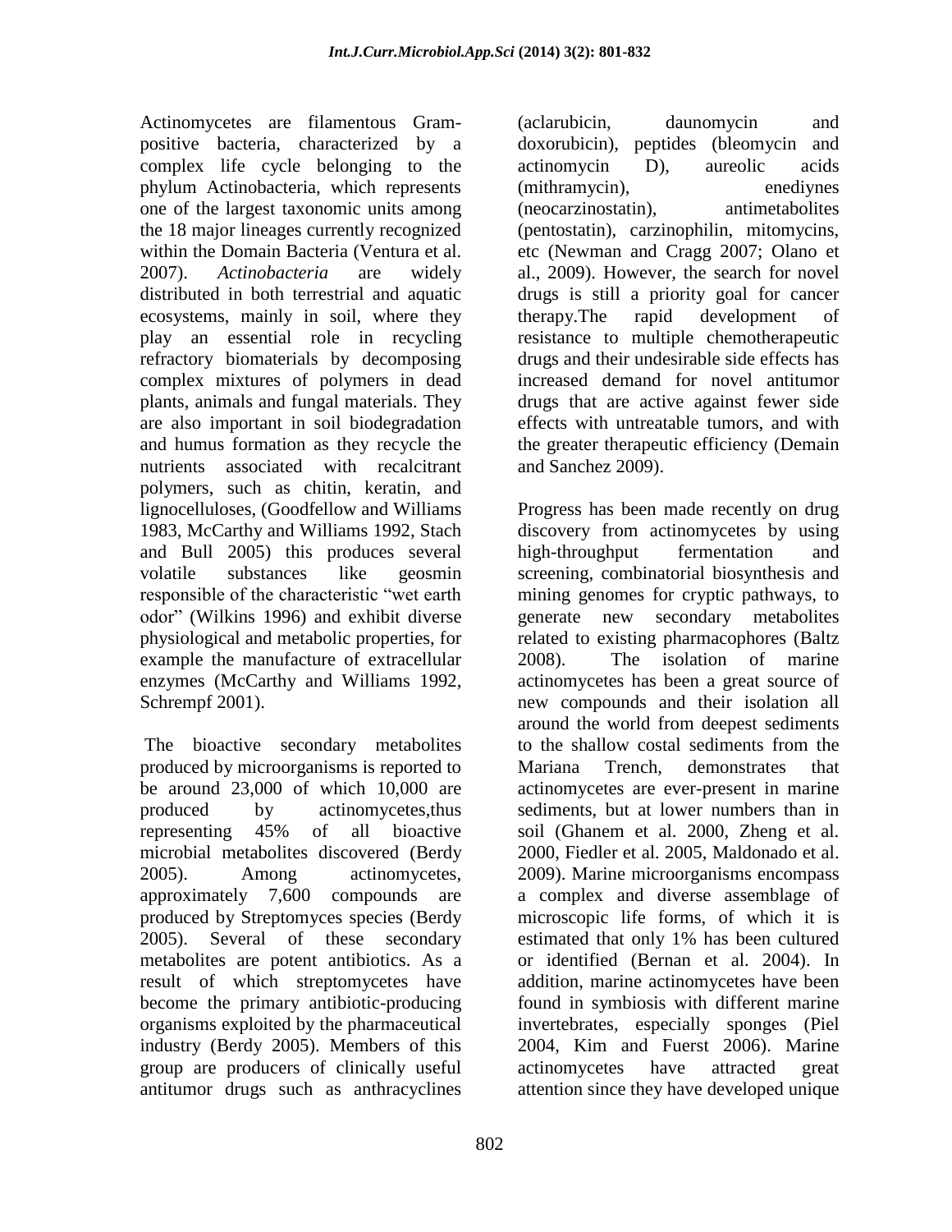Actinomycetes are filamentous Gram-positive bacteria, characterized by a complex life cycle belonging to the phylum Actinobacteria, which represents one of the largest taxonomic units among the 18 major lineages currently recognized within the Domain Bacteria (Ventura et al. 2007). *Actinobacteria* are widely distributed in both terrestrial and aquatic ecosystems, mainly in soil, where they play an essential role in recycling refractory biomaterials by decomposing complex mixtures of polymers in dead plants, animals and fungal materials. They are also important in soil biodegradation and humus formation as they recycle the nutrients associated with recalcitrant polymers, such as chitin, keratin, and lignocelluloses, (Goodfellow and Williams 1983, McCarthy and Williams 1992, Stach and Bull 2005) this produces several volatile substances like geosmin responsible of the characteristic "wet earth odor" (Wilkins 1996) and exhibit diverse physiological and metabolic properties, for example the manufacture of extracellular enzymes (McCarthy and Williams 1992, Schrempf 2001).

The bioactive secondary metabolites produced by microorganisms is reported to be around 23,000 of which 10,000 are produced by actinomycetes,thus representing 45% of all bioactive microbial metabolites discovered (Berdy 2005). Among actinomycetes, approximately 7,600 compounds are produced by Streptomyces species (Berdy 2005). Several of these secondary metabolites are potent antibiotics. As a result of which streptomycetes have become the primary antibiotic-producing organisms exploited by the pharmaceutical industry (Berdy 2005). Members of this group are producers of clinically useful antitumor drugs such as anthracyclines (aclarubicin, daunomycin and doxorubicin), peptides (bleomycin and actinomycin D), aureolic acids (mithramycin), enediynes (neocarzinostatin), antimetabolites (pentostatin), carzinophilin, mitomycins, etc (Newman and Cragg 2007; Olano et al., 2009). However, the search for novel drugs is still a priority goal for cancer therapy.The rapid development of resistance to multiple chemotherapeutic drugs and their undesirable side effects has increased demand for novel antitumor drugs that are active against fewer side effects with untreatable tumors, and with the greater therapeutic efficiency (Demain and Sanchez 2009).

Progress has been made recently on drug discovery from actinomycetes by using high-throughput fermentation and screening, combinatorial biosynthesis and mining genomes for cryptic pathways, to generate new secondary metabolites related to existing pharmacophores (Baltz 2008). The isolation of marine actinomycetes has been a great source of new compounds and their isolation all around the world from deepest sediments to the shallow costal sediments from the Mariana Trench, demonstrates that actinomycetes are ever-present in marine sediments, but at lower numbers than in soil (Ghanem et al. 2000, Zheng et al. 2000, Fiedler et al. 2005, Maldonado et al. 2009). Marine microorganisms encompass a complex and diverse assemblage of microscopic life forms, of which it is estimated that only 1% has been cultured or identified (Bernan et al. 2004). In addition, marine actinomycetes have been found in symbiosis with different marine invertebrates, especially sponges (Piel 2004, Kim and Fuerst 2006). Marine actinomycetes have attracted great attention since they have developed unique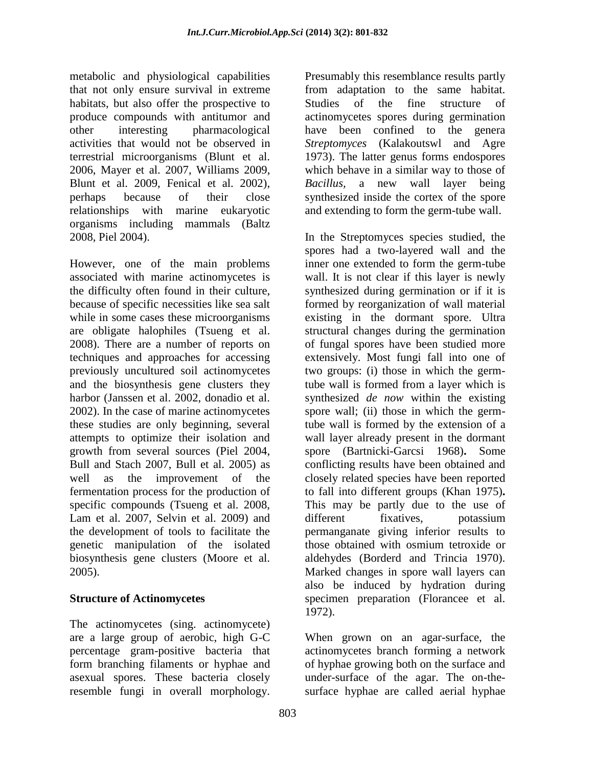metabolic and physiological capabilities that not only ensure survival in extreme habitats, but also offer the prospective to produce compounds with antitumor and other interesting pharmacological activities that would not be observed in terrestrial microorganisms (Blunt et al. 2006, Mayer et al. 2007, Williams 2009, Blunt et al. 2009, Fenical et al. 2002), perhaps because of their close relationships with marine eukaryotic organisms including mammals (Baltz 2008, Piel 2004).

However, one of the main problems associated with marine actinomycetes is the difficulty often found in their culture, because of specific necessities like sea salt while in some cases these microorganisms are obligate halophiles (Tsueng et al. 2008). There are a number of reports on techniques and approaches for accessing previously uncultured soil actinomycetes and the biosynthesis gene clusters they harbor (Janssen et al. 2002, donadio et al. 2002). In the case of marine actinomycetes these studies are only beginning, several attempts to optimize their isolation and growth from several sources (Piel 2004, Bull and Stach 2007, Bull et al. 2005) as well as the improvement of the fermentation process for the production of specific compounds (Tsueng et al. 2008, Lam et al. 2007, Selvin et al. 2009) and the development of tools to facilitate the genetic manipulation of the isolated biosynthesis gene clusters (Moore et al. 2005).

## Structure of Actinomycetes

The actinomycetes (sing. actinomycete) are a large group of aerobic, high G-C percentage gram-positive bacteria that form branching filaments or hyphae and asexual spores. These bacteria closely resemble fungi in overall morphology. Presumably this resemblance results partly from adaptation to the same habitat. Studies of the fine structure of actinomycetes spores during germination have been confined to the genera *Streptomyces* (Kalakoutswl and Agre 1973). The latter genus forms endospores which behave in a similar way to those of *Bacillus*, a new wall layer being synthesized inside the cortex of the spore and extending to form the germ-tube wall.

In the Streptomyces species studied, the spores had a two-layered wall and the inner one extended to form the germ-tube wall. It is not clear if this layer is newly synthesized during germination or if it is formed by reorganization of wall material existing in the dormant spore. Ultra structural changes during the germination of fungal spores have been studied more extensively. Most fungi fall into one of two groups: (i) those in which the germ-tube wall is formed from a layer which is synthesized *de now* within the existing spore wall; (ii) those in which the germ-tube wall is formed by the extension of a wall layer already present in the dormant spore (Bartnicki-Garcsi 1968). Some conflicting results have been obtained and closely related species have been reported to fall into different groups (Khan 1975). This may be partly due to the use of different fixatives, potassium permanganate giving inferior results to those obtained with osmium tetroxide or aldehydes (Borderd and Trincia 1970). Marked changes in spore wall layers can also be induced by hydration during specimen preparation (Florancee et al. 1972).

When grown on an agar-surface, the actinomycetes branch forming a network of hyphae growing both on the surface and under-surface of the agar. The on-the-surface hyphae are called aerial hyphae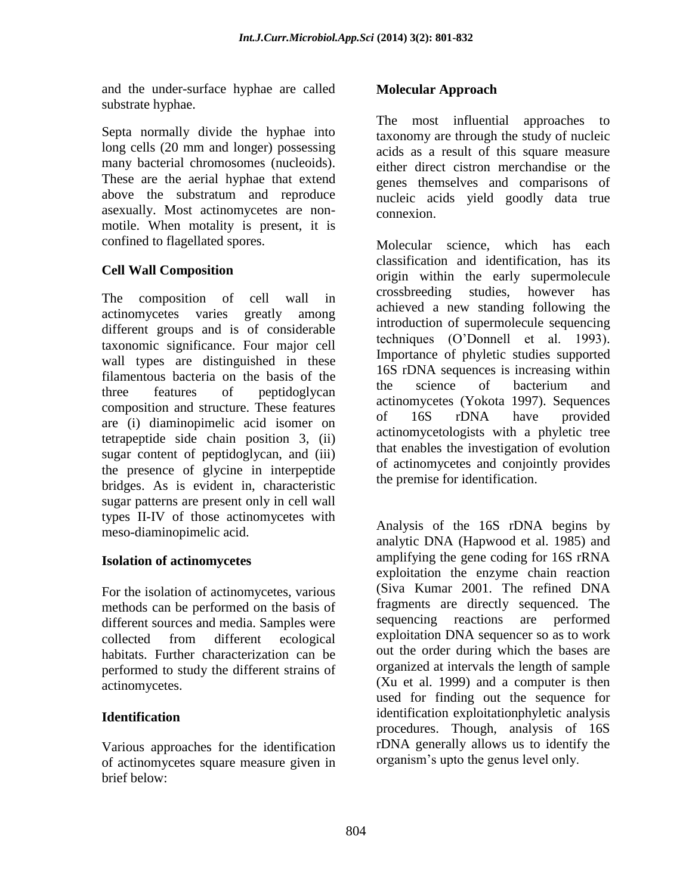and the under-surface hyphae are called substrate hyphae.

Septa normally divide the hyphae into long cells (20 mm and longer) possessing many bacterial chromosomes (nucleoids). These are the aerial hyphae that extend above the substratum and reproduce asexually. Most actinomycetes are non-motile. When motality is present, it is confined to flagellated spores.

## Cell Wall Composition

The composition of cell wall in actinomycetes varies greatly among different groups and is of considerable taxonomic significance. Four major cell wall types are distinguished in these filamentous bacteria on the basis of the three features of peptidoglycan composition and structure. These features are (i) diaminopimelic acid isomer on tetrapeptide side chain position 3, (ii) sugar content of peptidoglycan, and (iii) the presence of glycine in interpeptide bridges. As is evident in, characteristic sugar patterns are present only in cell wall types II-IV of those actinomycetes with meso-diaminopimelic acid.

## Isolation of actinomycetes

For the isolation of actinomycetes, various methods can be performed on the basis of different sources and media. Samples were collected from different ecological habitats. Further characterization can be performed to study the different strains of actinomycetes.

## Identification

Various approaches for the identification of actinomycetes square measure given in brief below:

## Molecular Approach

The most influential approaches to taxonomy are through the study of nucleic acids as a result of this square measure either direct cistron merchandise or the genes themselves and comparisons of nucleic acids yield goodly data true connexion.

Molecular science, which has each classification and identification, has its origin within the early supermolecule crossbreeding studies, however has achieved a new standing following the introduction of supermolecule sequencing techniques (O'Donnell et al. 1993). Importance of phyletic studies supported 16S rDNA sequences is increasing within the science of bacterium and actinomycetes (Yokota 1997). Sequences of 16S rDNA have provided actinomycetologists with a phyletic tree that enables the investigation of evolution of actinomycetes and conjointly provides the premise for identification.

Analysis of the 16S rDNA begins by analytic DNA (Hapwood et al. 1985) and amplifying the gene coding for 16S rRNA exploitation the enzyme chain reaction (Siva Kumar 2001. The refined DNA fragments are directly sequenced. The sequencing reactions are performed exploitation DNA sequencer so as to work out the order during which the bases are organized at intervals the length of sample (Xu et al. 1999) and a computer is then used for finding out the sequence for identification exploitationphyletic analysis procedures. Though, analysis of 16S rDNA generally allows us to identify the organism's upto the genus level only.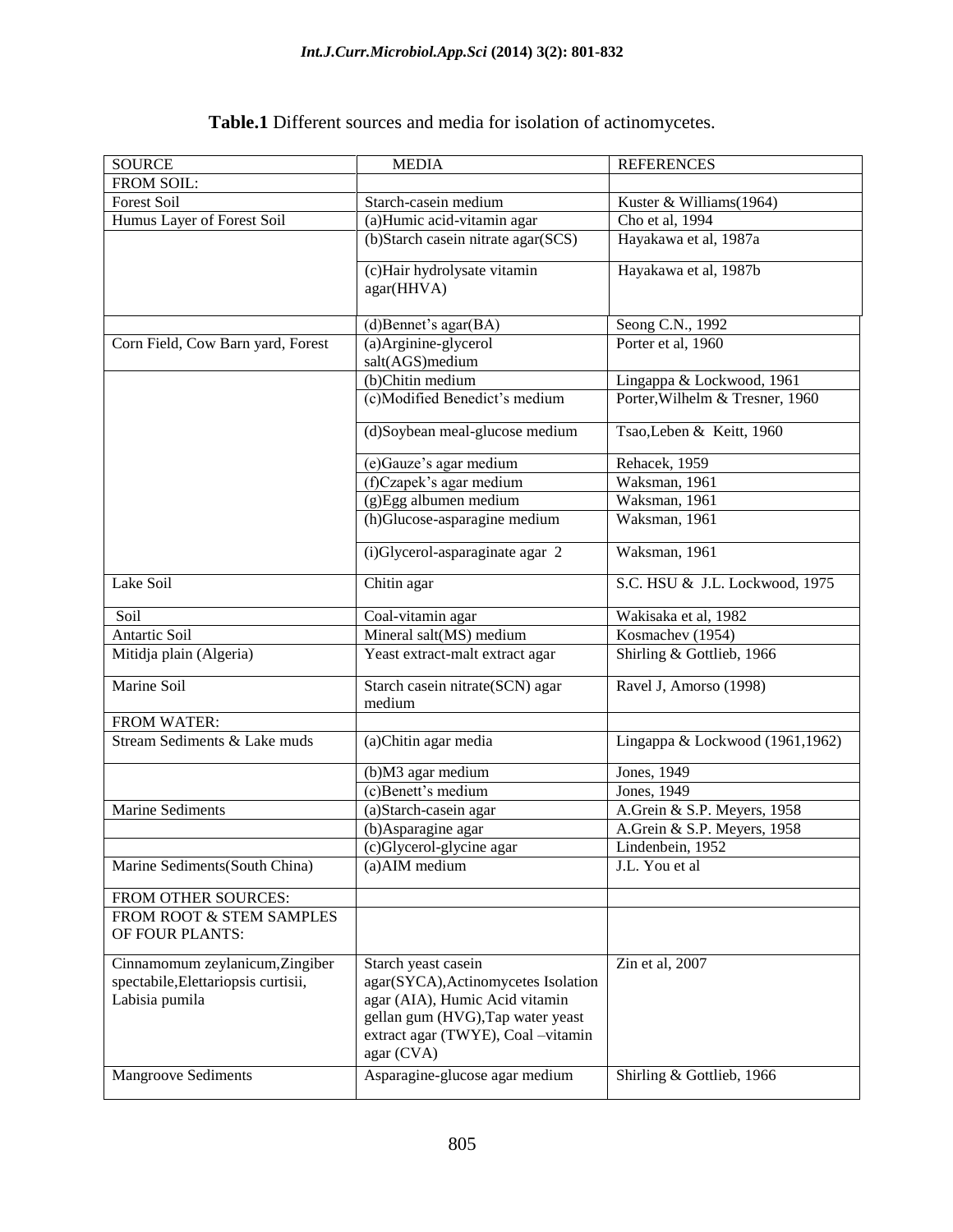**Table.1** Different sources and media for isolation of actinomycetes.

| SOURCE | MEDIA | REFERENCES |
|---|---|---|
| FROM SOIL: | | |
| Forest Soil | Starch-casein medium | Kuster & Williams(1964) |
| Humus Layer of Forest Soil | (a)Humic acid-vitamin agar | Cho et al, 1994 |
| | (b)Starch casein nitrate agar(SCS) | Hayakawa et al, 1987a |
| | (c)Hair hydrolysate vitamin agar(HHVA) | Hayakawa et al, 1987b |
| | (d)Bennet's agar(BA) | Seong C.N., 1992 |
| Corn Field, Cow Barn yard, Forest | (a)Arginine-glycerol salt(AGS)medium | Porter et al, 1960 |
| | (b)Chitin medium | Lingappa & Lockwood, 1961 |
| | (c)Modified Benedict's medium | Porter,Wilhelm & Tresner, 1960 |
| | (d)Soybean meal-glucose medium | Tsao,Leben & Keitt, 1960 |
| | (e)Gauze's agar medium | Rehacek, 1959 |
| | (f)Czapek's agar medium | Waksman, 1961 |
| | (g)Egg albumen medium | Waksman, 1961 |
| | (h)Glucose-asparagine medium | Waksman, 1961 |
| | (i)Glycerol-asparaginate agar 2 | Waksman, 1961 |
| Lake Soil | Chitin agar | S.C. HSU & J.L. Lockwood, 1975 |
| Soil | Coal-vitamin agar | Wakisaka et al, 1982 |
| Antartic Soil | Mineral salt(MS) medium | Kosmachev (1954) |
| Mitidja plain (Algeria) | Yeast extract-malt extract agar | Shirling & Gottlieb, 1966 |
| Marine Soil | Starch casein nitrate(SCN) agar medium | Ravel J, Amorso (1998) |
| FROM WATER: | | |
| Stream Sediments & Lake muds | (a)Chitin agar media | Lingappa & Lockwood (1961,1962) |
| | (b)M3 agar medium | Jones, 1949 |
| | (c)Benett's medium | Jones, 1949 |
| Marine Sediments | (a)Starch-casein agar | A.Grein & S.P. Meyers, 1958 |
| | (b)Asparagine agar | A.Grein & S.P. Meyers, 1958 |
| | (c)Glycerol-glycine agar | Lindenbein, 1952 |
| Marine Sediments(South China) | (a)AIM medium | J.L. You et al |
| FROM OTHER SOURCES: | | |
| FROM ROOT & STEM SAMPLES OF FOUR PLANTS: | | |
| Cinnamomum zeylanicum,Zingiber spectabile,Elettariopsis curtisii, Labisia pumila | Starch yeast casein agar(SYCA),Actinomycetes Isolation agar (AIA), Humic Acid vitamin gellan gum (HVG),Tap water yeast extract agar (TWYE), Coal –vitamin agar (CVA) | Zin et al, 2007 |
| Mangroove Sediments | Asparagine-glucose agar medium | Shirling & Gottlieb, 1966 |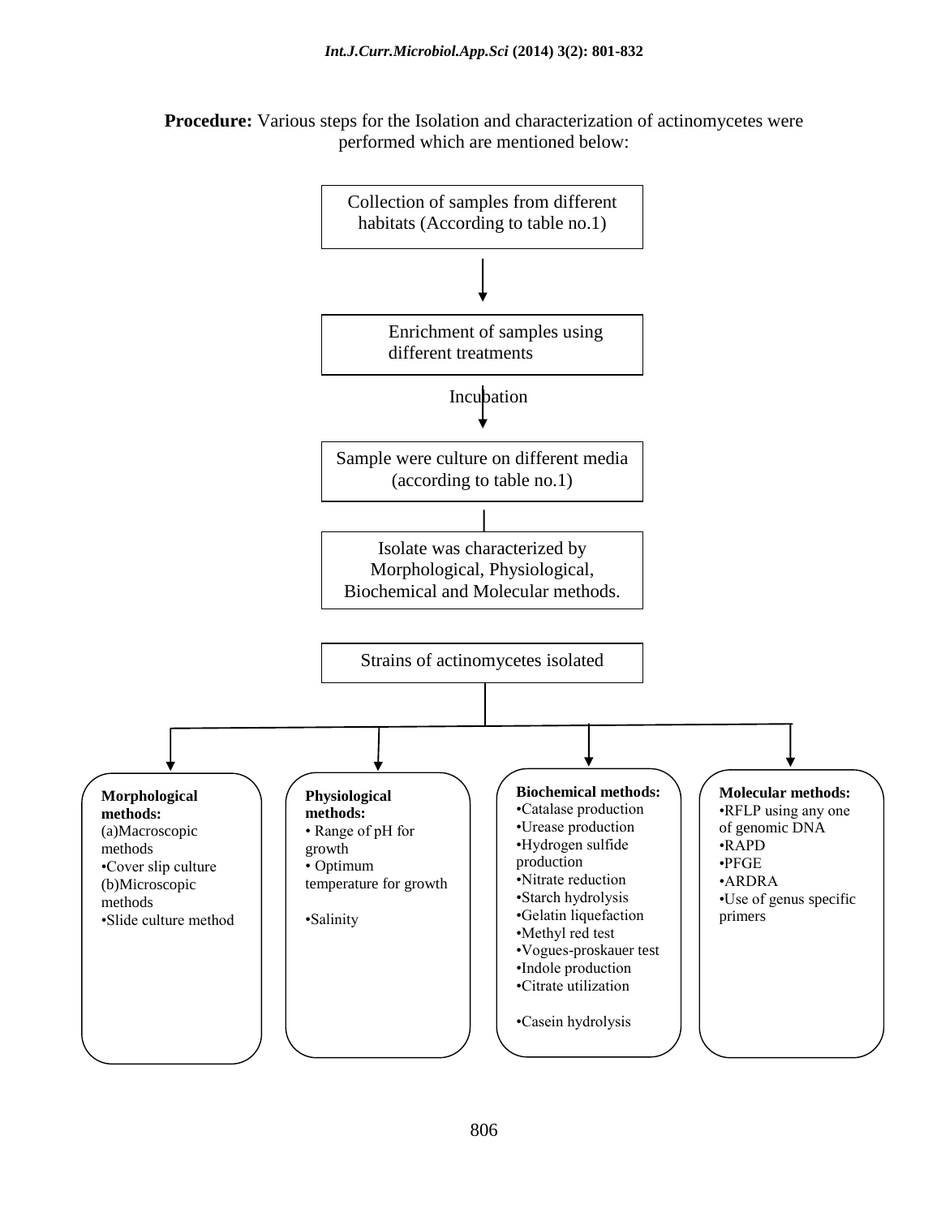**Procedure:** Various steps for the Isolation and characterization of actinomycetes were performed which are mentioned below:

Collection of samples from different habitats (According to table no.1)

↓

Enrichment of samples using different treatments

↓ Incubation

Sample were culture on different media (according to table no.1)

↓

Isolate was characterized by Morphological, Physiological, Biochemical and Molecular methods.

Strains of actinomycetes isolated

**Morphological methods:**
(a)Macroscopic methods
- Cover slip culture

(b)Microscopic methods
- Slide culture method

**Physiological methods:**
- Range of pH for growth
- Optimum temperature for growth
- Salinity

**Biochemical methods:**
- Catalase production
- Urease production
- Hydrogen sulfide production
- Nitrate reduction
- Starch hydrolysis
- Gelatin liquefaction
- Methyl red test
- Vogues-proskauer test
- Indole production
- Citrate utilization
- Casein hydrolysis

**Molecular methods:**
- RFLP using any one of genomic DNA
- RAPD
- PFGE
- ARDRA
- Use of genus specific primers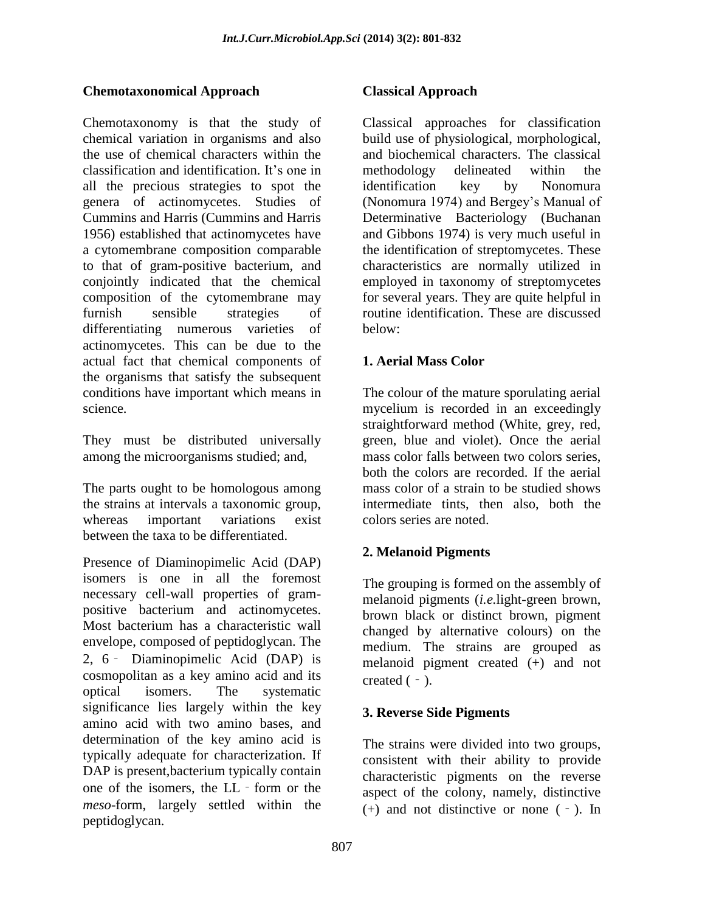## Chemotaxonomical Approach

Chemotaxonomy is that the study of chemical variation in organisms and also the use of chemical characters within the classification and identification. It's one in all the precious strategies to spot the genera of actinomycetes. Studies of Cummins and Harris (Cummins and Harris 1956) established that actinomycetes have a cytomembrane composition comparable to that of gram-positive bacterium, and conjointly indicated that the chemical composition of the cytomembrane may furnish sensible strategies of differentiating numerous varieties of actinomycetes. This can be due to the actual fact that chemical components of the organisms that satisfy the subsequent conditions have important which means in science.

They must be distributed universally among the microorganisms studied; and,

The parts ought to be homologous among the strains at intervals a taxonomic group, whereas important variations exist between the taxa to be differentiated.

Presence of Diaminopimelic Acid (DAP) isomers is one in all the foremost necessary cell-wall properties of gram-positive bacterium and actinomycetes. Most bacterium has a characteristic wall envelope, composed of peptidoglycan. The 2, 6 – Diaminopimelic Acid (DAP) is cosmopolitan as a key amino acid and its optical isomers. The systematic significance lies largely within the key amino acid with two amino bases, and determination of the key amino acid is typically adequate for characterization. If DAP is present,bacterium typically contain one of the isomers, the LL – form or the *meso*-form, largely settled within the peptidoglycan.

## Classical Approach

Classical approaches for classification build use of physiological, morphological, and biochemical characters. The classical methodology delineated within the identification key by Nonomura (Nonomura 1974) and Bergey's Manual of Determinative Bacteriology (Buchanan and Gibbons 1974) is very much useful in the identification of streptomycetes. These characteristics are normally utilized in employed in taxonomy of streptomycetes for several years. They are quite helpful in routine identification. These are discussed below:

### 1. Aerial Mass Color

The colour of the mature sporulating aerial mycelium is recorded in an exceedingly straightforward method (White, grey, red, green, blue and violet). Once the aerial mass color falls between two colors series, both the colors are recorded. If the aerial mass color of a strain to be studied shows intermediate tints, then also, both the colors series are noted.

### 2. Melanoid Pigments

The grouping is formed on the assembly of melanoid pigments (*i.e.*light-green brown, brown black or distinct brown, pigment changed by alternative colours) on the medium. The strains are grouped as melanoid pigment created (+) and not created ( – ).

### 3. Reverse Side Pigments

The strains were divided into two groups, consistent with their ability to provide characteristic pigments on the reverse aspect of the colony, namely, distinctive (+) and not distinctive or none ( – ). In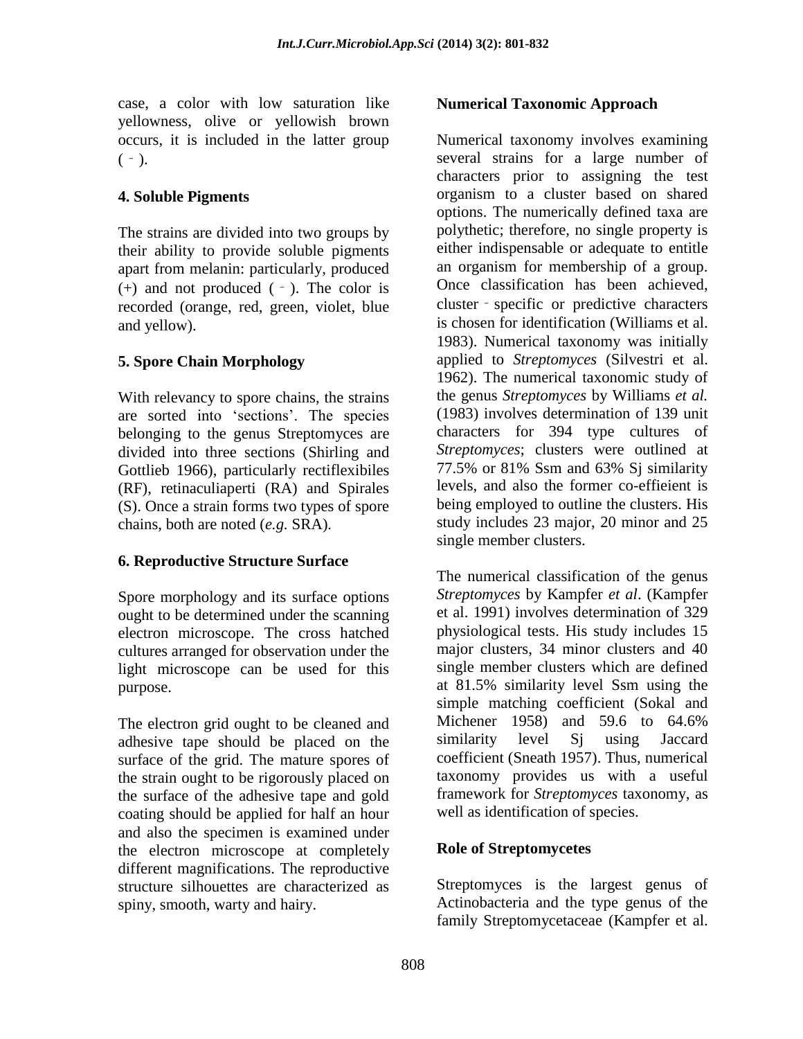case, a color with low saturation like yellowness, olive or yellowish brown occurs, it is included in the latter group ( ‐ ).

### 4. Soluble Pigments

The strains are divided into two groups by their ability to provide soluble pigments apart from melanin: particularly, produced (+) and not produced ( ‐ ). The color is recorded (orange, red, green, violet, blue and yellow).

### 5. Spore Chain Morphology

With relevancy to spore chains, the strains are sorted into 'sections'. The species belonging to the genus Streptomyces are divided into three sections (Shirling and Gottlieb 1966), particularly rectiflexibiles (RF), retinaculiaperti (RA) and Spirales (S). Once a strain forms two types of spore chains, both are noted (*e.g.* SRA).

### 6. Reproductive Structure Surface

Spore morphology and its surface options ought to be determined under the scanning electron microscope. The cross hatched cultures arranged for observation under the light microscope can be used for this purpose.

The electron grid ought to be cleaned and adhesive tape should be placed on the surface of the grid. The mature spores of the strain ought to be rigorously placed on the surface of the adhesive tape and gold coating should be applied for half an hour and also the specimen is examined under the electron microscope at completely different magnifications. The reproductive structure silhouettes are characterized as spiny, smooth, warty and hairy.

## Numerical Taxonomic Approach

Numerical taxonomy involves examining several strains for a large number of characters prior to assigning the test organism to a cluster based on shared options. The numerically defined taxa are polythetic; therefore, no single property is either indispensable or adequate to entitle an organism for membership of a group. Once classification has been achieved, cluster ‐ specific or predictive characters is chosen for identification (Williams et al. 1983). Numerical taxonomy was initially applied to *Streptomyces* (Silvestri et al. 1962). The numerical taxonomic study of the genus *Streptomyces* by Williams *et al.* (1983) involves determination of 139 unit characters for 394 type cultures of *Streptomyces*; clusters were outlined at 77.5% or 81% Ssm and 63% Sj similarity levels, and also the former co-effieient is being employed to outline the clusters. His study includes 23 major, 20 minor and 25 single member clusters.

The numerical classification of the genus *Streptomyces* by Kampfer *et al*. (Kampfer et al. 1991) involves determination of 329 physiological tests. His study includes 15 major clusters, 34 minor clusters and 40 single member clusters which are defined at 81.5% similarity level Ssm using the simple matching coefficient (Sokal and Michener 1958) and 59.6 to 64.6% similarity level Sj using Jaccard coefficient (Sneath 1957). Thus, numerical taxonomy provides us with a useful framework for *Streptomyces* taxonomy, as well as identification of species.

## Role of Streptomycetes

Streptomyces is the largest genus of Actinobacteria and the type genus of the family Streptomycetaceae (Kampfer et al.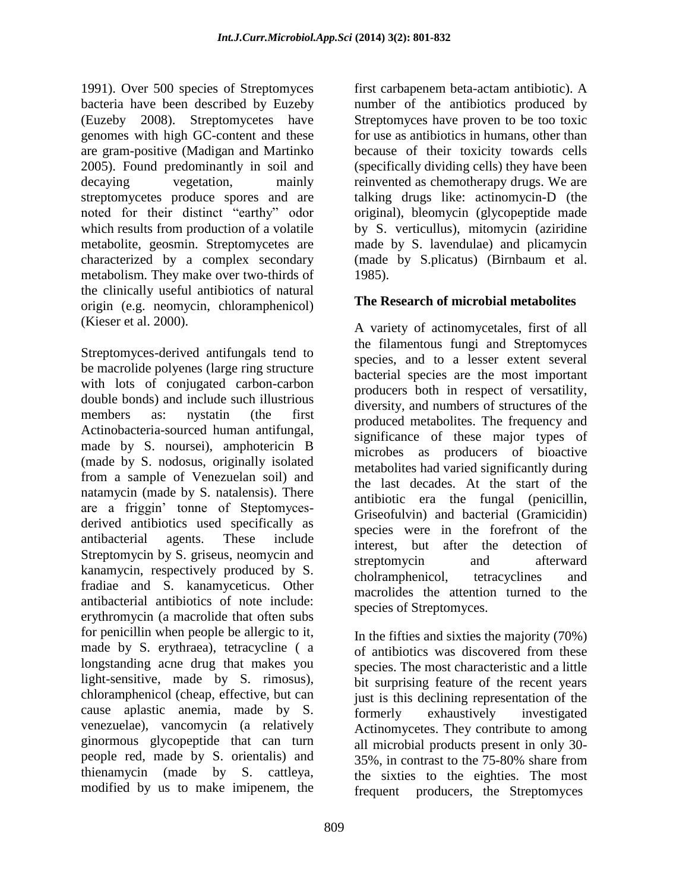1991). Over 500 species of Streptomyces bacteria have been described by Euzeby (Euzeby 2008). Streptomycetes have genomes with high GC-content and these are gram-positive (Madigan and Martinko 2005). Found predominantly in soil and decaying vegetation, mainly streptomycetes produce spores and are noted for their distinct "earthy" odor which results from production of a volatile metabolite, geosmin. Streptomycetes are characterized by a complex secondary metabolism. They make over two-thirds of the clinically useful antibiotics of natural origin (e.g. neomycin, chloramphenicol) (Kieser et al. 2000).

Streptomyces-derived antifungals tend to be macrolide polyenes (large ring structure with lots of conjugated carbon-carbon double bonds) and include such illustrious members as: nystatin (the first Actinobacteria-sourced human antifungal, made by S. noursei), amphotericin B (made by S. nodosus, originally isolated from a sample of Venezuelan soil) and natamycin (made by S. natalensis). There are a friggin' tonne of Steptomyces-derived antibiotics used specifically as antibacterial agents. These include Streptomycin by S. griseus, neomycin and kanamycin, respectively produced by S. fradiae and S. kanamyceticus. Other antibacterial antibiotics of note include: erythromycin (a macrolide that often subs for penicillin when people be allergic to it, made by S. erythraea), tetracycline ( a longstanding acne drug that makes you light-sensitive, made by S. rimosus), chloramphenicol (cheap, effective, but can cause aplastic anemia, made by S. venezuelae), vancomycin (a relatively ginormous glycopeptide that can turn people red, made by S. orientalis) and thienamycin (made by S. cattleya, modified by us to make imipenem, the first carbapenem beta-actam antibiotic). A number of the antibiotics produced by Streptomyces have proven to be too toxic for use as antibiotics in humans, other than because of their toxicity towards cells (specifically dividing cells) they have been reinvented as chemotherapy drugs. We are talking drugs like: actinomycin-D (the original), bleomycin (glycopeptide made by S. verticullus), mitomycin (aziridine made by S. lavendulae) and plicamycin (made by S.plicatus) (Birnbaum et al. 1985).

## The Research of microbial metabolites

A variety of actinomycetales, first of all the filamentous fungi and Streptomyces species, and to a lesser extent several bacterial species are the most important producers both in respect of versatility, diversity, and numbers of structures of the produced metabolites. The frequency and significance of these major types of microbes as producers of bioactive metabolites had varied significantly during the last decades. At the start of the antibiotic era the fungal (penicillin, Griseofulvin) and bacterial (Gramicidin) species were in the forefront of the interest, but after the detection of streptomycin and afterward cholramphenicol, tetracyclines and macrolides the attention turned to the species of Streptomyces.

In the fifties and sixties the majority (70%) of antibiotics was discovered from these species. The most characteristic and a little bit surprising feature of the recent years just is this declining representation of the formerly exhaustively investigated Actinomycetes. They contribute to among all microbial products present in only 30-35%, in contrast to the 75-80% share from the sixties to the eighties. The most frequent producers, the Streptomyces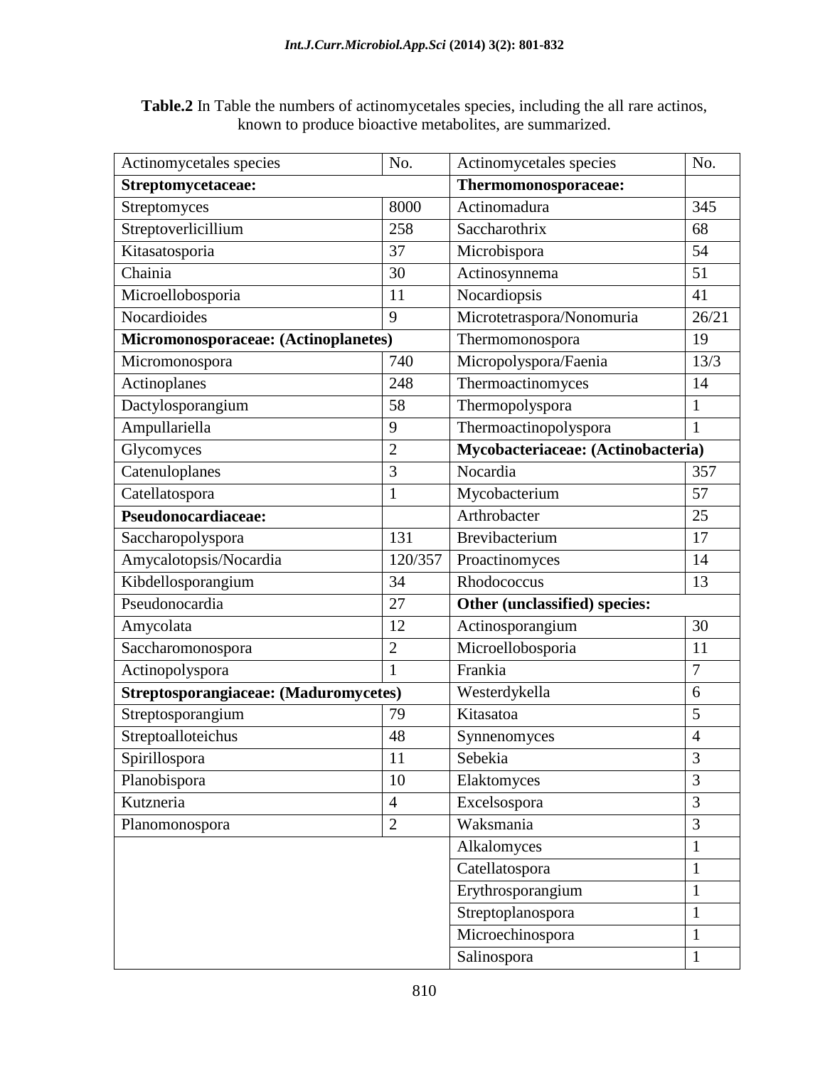**Table.2** In Table the numbers of actinomycetales species, including the all rare actinos, known to produce bioactive metabolites, are summarized.

| Actinomycetales species | No. | Actinomycetales species | No. |
|---|---|---|---|
| **Streptomycetaceae:** | | **Thermomonosporaceae:** | |
| Streptomyces | 8000 | Actinomadura | 345 |
| Streptoverlicillium | 258 | Saccharothrix | 68 |
| Kitasatosporia | 37 | Microbispora | 54 |
| Chainia | 30 | Actinosynnema | 51 |
| Microellobosporia | 11 | Nocardiopsis | 41 |
| Nocardioides | 9 | Microtetraspora/Nonomuria | 26/21 |
| **Micromonosporaceae: (Actinoplanetes)** | | Thermomonospora | 19 |
| Micromonospora | 740 | Micropolyspora/Faenia | 13/3 |
| Actinoplanes | 248 | Thermoactinomyces | 14 |
| Dactylosporangium | 58 | Thermopolyspora | 1 |
| Ampullariella | 9 | Thermoactinopolyspora | 1 |
| Glycomyces | 2 | **Mycobacteriaceae: (Actinobacteria)** | |
| Catenuloplanes | 3 | Nocardia | 357 |
| Catellatospora | 1 | Mycobacterium | 57 |
| **Pseudonocardiaceae:** | | Arthrobacter | 25 |
| Saccharopolyspora | 131 | Brevibacterium | 17 |
| Amycalotopsis/Nocardia | 120/357 | Proactinomyces | 14 |
| Kibdellosporangium | 34 | Rhodococcus | 13 |
| Pseudonocardia | 27 | **Other (unclassified) species:** | |
| Amycolata | 12 | Actinosporangium | 30 |
| Saccharomonospora | 2 | Microellobosporia | 11 |
| Actinopolyspora | 1 | Frankia | 7 |
| **Streptosporangiaceae: (Maduromycetes)** | | Westerdykella | 6 |
| Streptosporangium | 79 | Kitasatoa | 5 |
| Streptoalloteichus | 48 | Synnenomyces | 4 |
| Spirillospora | 11 | Sebekia | 3 |
| Planobispora | 10 | Elaktomyces | 3 |
| Kutzneria | 4 | Excelsospora | 3 |
| Planomonospora | 2 | Waksmania | 3 |
| | | Alkalomyces | 1 |
| | | Catellatospora | 1 |
| | | Erythrosporangium | 1 |
| | | Streptoplanospora | 1 |
| | | Microechinospora | 1 |
| | | Salinospora | 1 |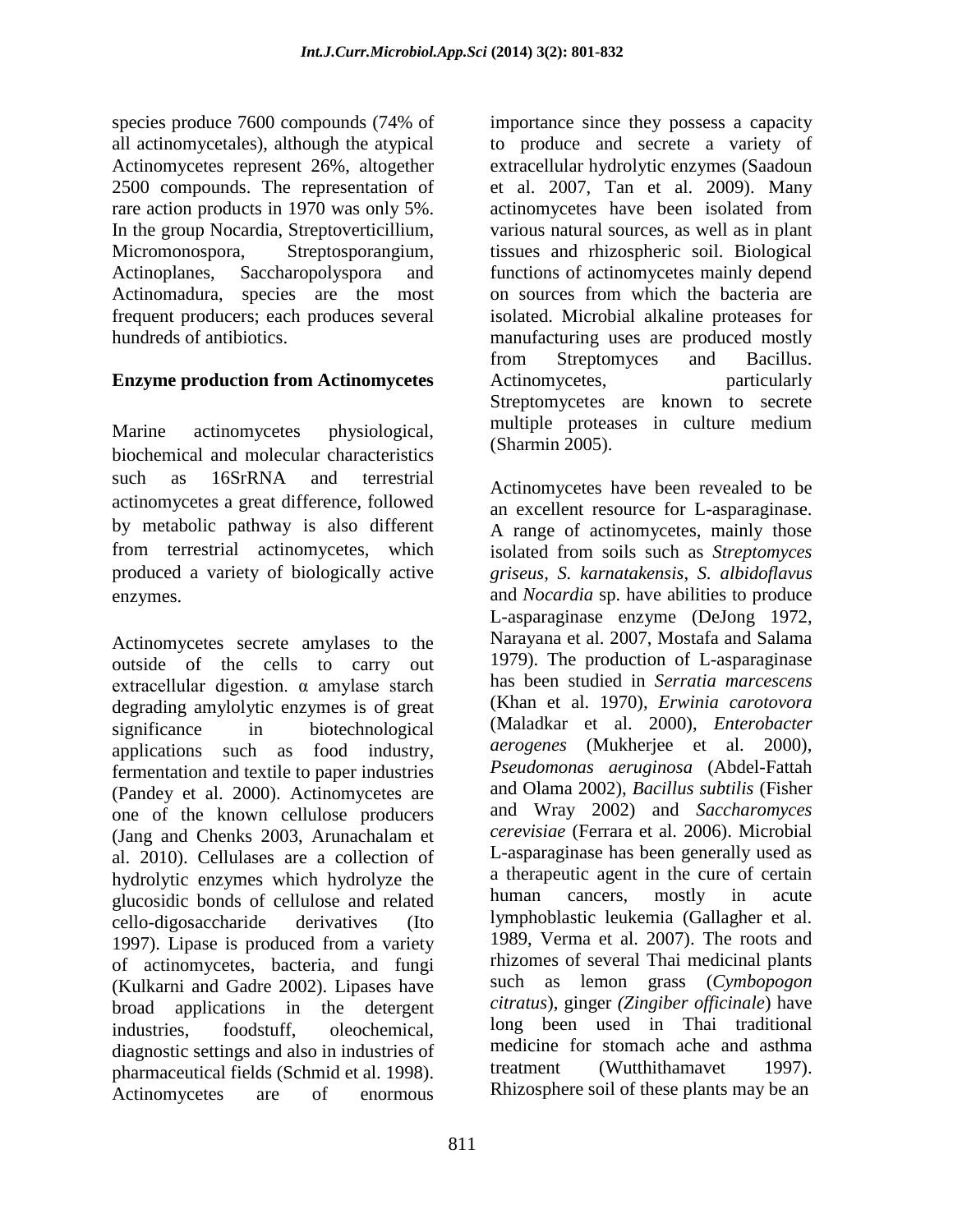species produce 7600 compounds (74% of all actinomycetales), although the atypical Actinomycetes represent 26%, altogether 2500 compounds. The representation of rare action products in 1970 was only 5%. In the group Nocardia, Streptoverticillium, Micromonospora, Streptosporangium, Actinoplanes, Saccharopolyspora and Actinomadura, species are the most frequent producers; each produces several hundreds of antibiotics.

**Enzyme production from Actinomycetes**

Marine actinomycetes physiological, biochemical and molecular characteristics such as 16SrRNA and terrestrial actinomycetes a great difference, followed by metabolic pathway is also different from terrestrial actinomycetes, which produced a variety of biologically active enzymes.

Actinomycetes secrete amylases to the outside of the cells to carry out extracellular digestion. α amylase starch degrading amylolytic enzymes is of great significance in biotechnological applications such as food industry, fermentation and textile to paper industries (Pandey et al. 2000). Actinomycetes are one of the known cellulose producers (Jang and Chenks 2003, Arunachalam et al. 2010). Cellulases are a collection of hydrolytic enzymes which hydrolyze the glucosidic bonds of cellulose and related cello-digosaccharide derivatives (Ito 1997). Lipase is produced from a variety of actinomycetes, bacteria, and fungi (Kulkarni and Gadre 2002). Lipases have broad applications in the detergent industries, foodstuff, oleochemical, diagnostic settings and also in industries of pharmaceutical fields (Schmid et al. 1998). Actinomycetes are of enormous importance since they possess a capacity to produce and secrete a variety of extracellular hydrolytic enzymes (Saadoun et al. 2007, Tan et al. 2009). Many actinomycetes have been isolated from various natural sources, as well as in plant tissues and rhizospheric soil. Biological functions of actinomycetes mainly depend on sources from which the bacteria are isolated. Microbial alkaline proteases for manufacturing uses are produced mostly from Streptomyces and Bacillus. Actinomycetes, particularly Streptomycetes are known to secrete multiple proteases in culture medium (Sharmin 2005).

Actinomycetes have been revealed to be an excellent resource for L-asparaginase. A range of actinomycetes, mainly those isolated from soils such as *Streptomyces griseus*, *S. karnatakensis*, *S. albidoflavus* and *Nocardia* sp. have abilities to produce L-asparaginase enzyme (DeJong 1972, Narayana et al. 2007, Mostafa and Salama 1979). The production of L-asparaginase has been studied in *Serratia marcescens* (Khan et al. 1970), *Erwinia carotovora* (Maladkar et al. 2000), *Enterobacter aerogenes* (Mukherjee et al. 2000), *Pseudomonas aeruginosa* (Abdel-Fattah and Olama 2002), *Bacillus subtilis* (Fisher and Wray 2002) and *Saccharomyces cerevisiae* (Ferrara et al. 2006). Microbial L-asparaginase has been generally used as a therapeutic agent in the cure of certain human cancers, mostly in acute lymphoblastic leukemia (Gallagher et al. 1989, Verma et al. 2007). The roots and rhizomes of several Thai medicinal plants such as lemon grass (*Cymbopogon citratus*), ginger (*Zingiber officinale*) have long been used in Thai traditional medicine for stomach ache and asthma treatment (Wutthithamavet 1997). Rhizosphere soil of these plants may be an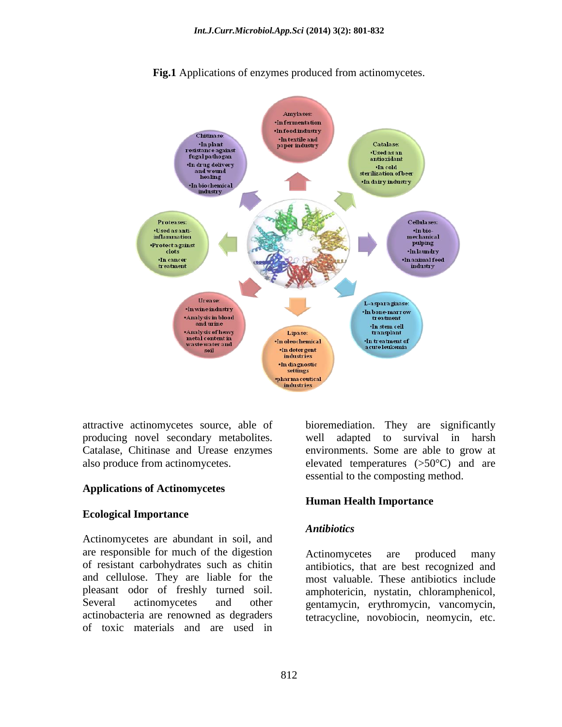**Fig.1** Applications of enzymes produced from actinomycetes.

Amylases:
- In fermentation
- In food industry
- In textile and paper industry

Catalase:
- Used as an antioxidant
- In cold sterilization of beer
- In dairy industry

Cellulases:
- In bio-mechanical pulping
- In laundry
- In animal feed industry

L-asparaginase:
- In bone-marrow treatment
- In stem cell transplant
- In treatment of acute leukemia

Lipase:
- In oleochemical
- In detergent industries
- In diagnostic settings
- pharmaceutical industries

Urease:
- In wine industry
- Analysis in blood and urine
- Analysis of heavy metal content in waste water and soil

Proteases:
- Used as anti-inflammation
- Protect against clots
- In cancer treatment

Chitinase:
- In plant resistance against fugal pathogan
- In drug delivery and wound healing
- In biochemical industry

attractive actinomycetes source, able of producing novel secondary metabolites. Catalase, Chitinase and Urease enzymes also produce from actinomycetes.

## Applications of Actinomycetes

### Ecological Importance

Actinomycetes are abundant in soil, and are responsible for much of the digestion of resistant carbohydrates such as chitin and cellulose. They are liable for the pleasant odor of freshly turned soil. Several actinomycetes and other actinobacteria are renowned as degraders of toxic materials and are used in bioremediation. They are significantly well adapted to survival in harsh environments. Some are able to grow at elevated temperatures (>50°C) and are essential to the composting method.

### Human Health Importance

#### *Antibiotics*

Actinomycetes are produced many antibiotics, that are best recognized and most valuable. These antibiotics include amphotericin, nystatin, chloramphenicol, gentamycin, erythromycin, vancomycin, tetracycline, novobiocin, neomycin, etc.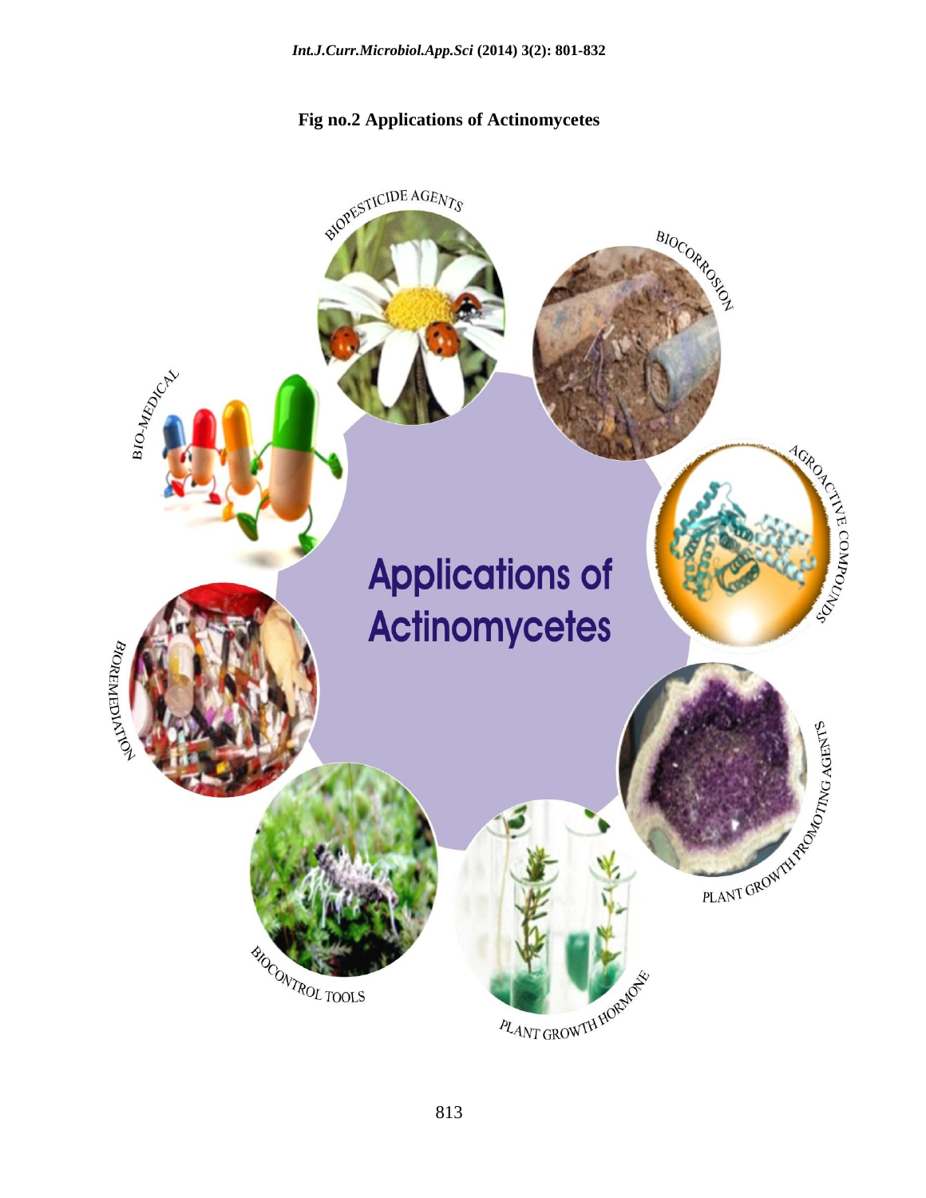**Fig no.2 Applications of Actinomycetes**

Applications of Actinomycetes

- BIOPESTICIDE AGENTS
- BIOCORROSION
- AGROACTIVE COMPOUNDS
- PLANT GROWTH PROMOTING AGENTS
- PLANT GROWTH HORMONE
- BIOCONTROL TOOLS
- BIOREMEDIATION
- BIO-MEDICAL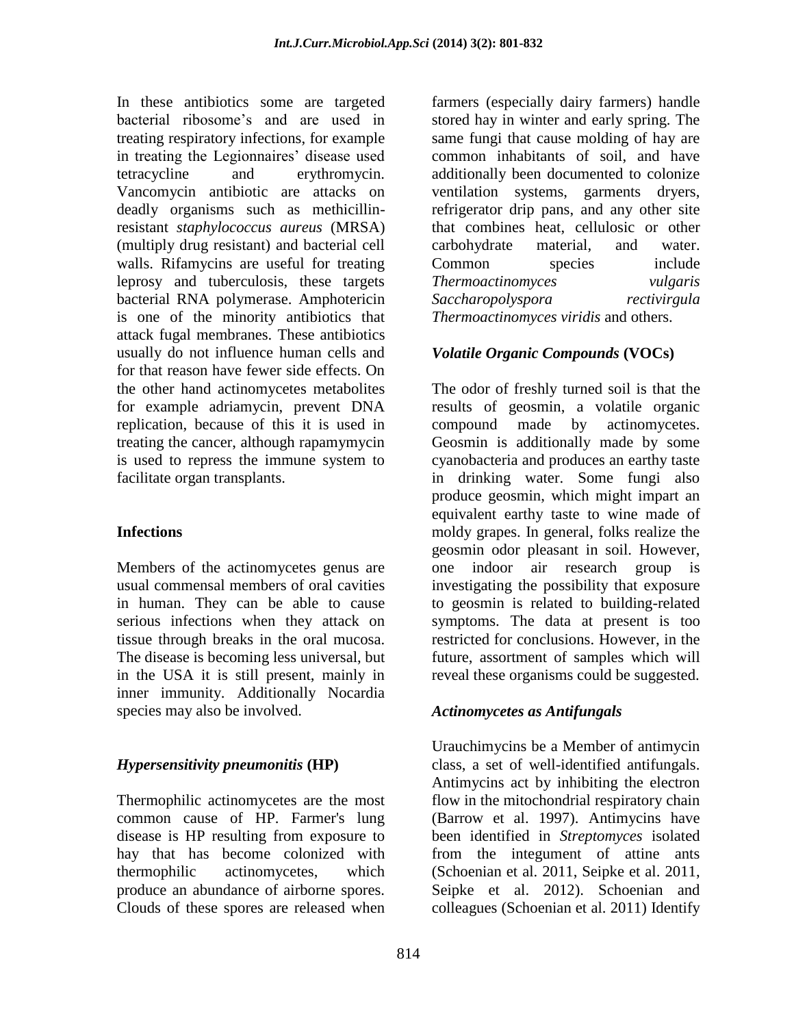In these antibiotics some are targeted bacterial ribosome's and are used in treating respiratory infections, for example in treating the Legionnaires' disease used tetracycline and erythromycin. Vancomycin antibiotic are attacks on deadly organisms such as methicillin-resistant *staphylococcus aureus* (MRSA) (multiply drug resistant) and bacterial cell walls. Rifamycins are useful for treating leprosy and tuberculosis, these targets bacterial RNA polymerase. Amphotericin is one of the minority antibiotics that attack fugal membranes. These antibiotics usually do not influence human cells and for that reason have fewer side effects. On the other hand actinomycetes metabolites for example adriamycin, prevent DNA replication, because of this it is used in treating the cancer, although rapamymycin is used to repress the immune system to facilitate organ transplants.

### Infections

Members of the actinomycetes genus are usual commensal members of oral cavities in human. They can be able to cause serious infections when they attack on tissue through breaks in the oral mucosa. The disease is becoming less universal, but in the USA it is still present, mainly in inner immunity. Additionally Nocardia species may also be involved.

### *Hypersensitivity pneumonitis* (HP)

Thermophilic actinomycetes are the most common cause of HP. Farmer's lung disease is HP resulting from exposure to hay that has become colonized with thermophilic actinomycetes, which produce an abundance of airborne spores. Clouds of these spores are released when farmers (especially dairy farmers) handle stored hay in winter and early spring. The same fungi that cause molding of hay are common inhabitants of soil, and have additionally been documented to colonize ventilation systems, garments dryers, refrigerator drip pans, and any other site that combines heat, cellulosic or other carbohydrate material, and water. Common species include *Thermoactinomyces vulgaris Saccharopolyspora rectivirgula Thermoactinomyces viridis* and others.

### *Volatile Organic Compounds* (VOCs)

The odor of freshly turned soil is that the results of geosmin, a volatile organic compound made by actinomycetes. Geosmin is additionally made by some cyanobacteria and produces an earthy taste in drinking water. Some fungi also produce geosmin, which might impart an equivalent earthy taste to wine made of moldy grapes. In general, folks realize the geosmin odor pleasant in soil. However, one indoor air research group is investigating the possibility that exposure to geosmin is related to building-related symptoms. The data at present is too restricted for conclusions. However, in the future, assortment of samples which will reveal these organisms could be suggested.

### *Actinomycetes as Antifungals*

Urauchimycins be a Member of antimycin class, a set of well-identified antifungals. Antimycins act by inhibiting the electron flow in the mitochondrial respiratory chain (Barrow et al. 1997). Antimycins have been identified in *Streptomyces* isolated from the integument of attine ants (Schoenian et al. 2011, Seipke et al. 2011, Seipke et al. 2012). Schoenian and colleagues (Schoenian et al. 2011) Identify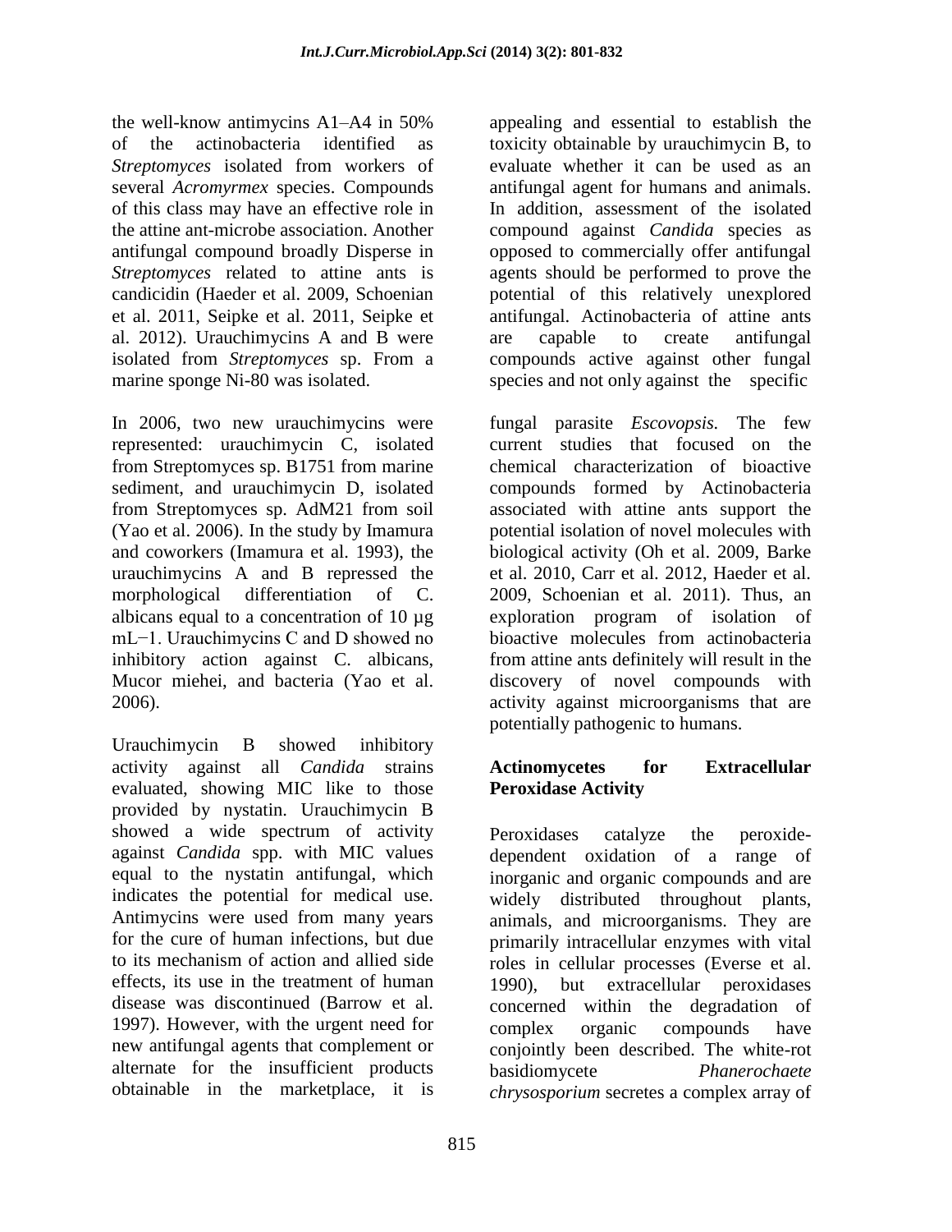the well-know antimycins A1–A4 in 50% of the actinobacteria identified as *Streptomyces* isolated from workers of several *Acromyrmex* species. Compounds of this class may have an effective role in the attine ant-microbe association. Another antifungal compound broadly Disperse in *Streptomyces* related to attine ants is candicidin (Haeder et al. 2009, Schoenian et al. 2011, Seipke et al. 2011, Seipke et al. 2012). Urauchimycins A and B were isolated from *Streptomyces* sp. From a marine sponge Ni-80 was isolated.

In 2006, two new urauchimycins were represented: urauchimycin C, isolated from Streptomyces sp. B1751 from marine sediment, and urauchimycin D, isolated from Streptomyces sp. AdM21 from soil (Yao et al. 2006). In the study by Imamura and coworkers (Imamura et al. 1993), the urauchimycins A and B repressed the morphological differentiation of C. albicans equal to a concentration of 10 µg mL−1. Urauchimycins C and D showed no inhibitory action against C. albicans, Mucor miehei, and bacteria (Yao et al. 2006).

Urauchimycin B showed inhibitory activity against all *Candida* strains evaluated, showing MIC like to those provided by nystatin. Urauchimycin B showed a wide spectrum of activity against *Candida* spp. with MIC values equal to the nystatin antifungal, which indicates the potential for medical use. Antimycins were used from many years for the cure of human infections, but due to its mechanism of action and allied side effects, its use in the treatment of human disease was discontinued (Barrow et al. 1997). However, with the urgent need for new antifungal agents that complement or alternate for the insufficient products obtainable in the marketplace, it is appealing and essential to establish the toxicity obtainable by urauchimycin B, to evaluate whether it can be used as an antifungal agent for humans and animals. In addition, assessment of the isolated compound against *Candida* species as opposed to commercially offer antifungal agents should be performed to prove the potential of this relatively unexplored antifungal. Actinobacteria of attine ants are capable to create antifungal compounds active against other fungal species and not only against the specific fungal parasite *Escovopsis.* The few current studies that focused on the chemical characterization of bioactive compounds formed by Actinobacteria associated with attine ants support the potential isolation of novel molecules with biological activity (Oh et al. 2009, Barke et al. 2010, Carr et al. 2012, Haeder et al. 2009, Schoenian et al. 2011). Thus, an exploration program of isolation of bioactive molecules from actinobacteria from attine ants definitely will result in the discovery of novel compounds with activity against microorganisms that are potentially pathogenic to humans.

## Actinomycetes for Extracellular Peroxidase Activity

Peroxidases catalyze the peroxide-dependent oxidation of a range of inorganic and organic compounds and are widely distributed throughout plants, animals, and microorganisms. They are primarily intracellular enzymes with vital roles in cellular processes (Everse et al. 1990), but extracellular peroxidases concerned within the degradation of complex organic compounds have conjointly been described. The white-rot basidiomycete *Phanerochaete chrysosporium* secretes a complex array of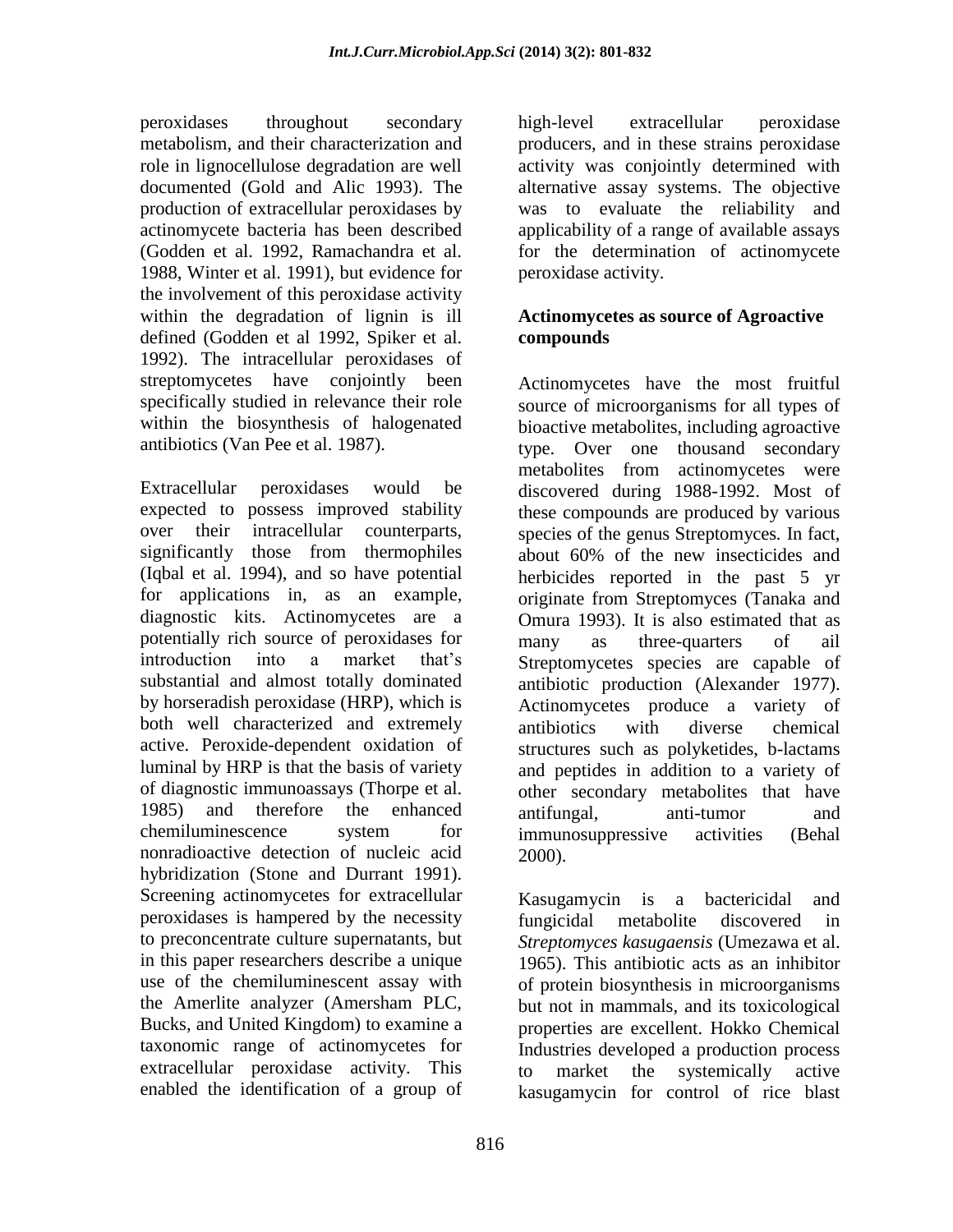peroxidases throughout secondary metabolism, and their characterization and role in lignocellulose degradation are well documented (Gold and Alic 1993). The production of extracellular peroxidases by actinomycete bacteria has been described (Godden et al. 1992, Ramachandra et al. 1988, Winter et al. 1991), but evidence for the involvement of this peroxidase activity within the degradation of lignin is ill defined (Godden et al 1992, Spiker et al. 1992). The intracellular peroxidases of streptomycetes have conjointly been specifically studied in relevance their role within the biosynthesis of halogenated antibiotics (Van Pee et al. 1987).

Extracellular peroxidases would be expected to possess improved stability over their intracellular counterparts, significantly those from thermophiles (Iqbal et al. 1994), and so have potential for applications in, as an example, diagnostic kits. Actinomycetes are a potentially rich source of peroxidases for introduction into a market that's substantial and almost totally dominated by horseradish peroxidase (HRP), which is both well characterized and extremely active. Peroxide-dependent oxidation of luminal by HRP is that the basis of variety of diagnostic immunoassays (Thorpe et al. 1985) and therefore the enhanced chemiluminescence system for nonradioactive detection of nucleic acid hybridization (Stone and Durrant 1991). Screening actinomycetes for extracellular peroxidases is hampered by the necessity to preconcentrate culture supernatants, but in this paper researchers describe a unique use of the chemiluminescent assay with the Amerlite analyzer (Amersham PLC, Bucks, and United Kingdom) to examine a taxonomic range of actinomycetes for extracellular peroxidase activity. This enabled the identification of a group of high-level extracellular peroxidase producers, and in these strains peroxidase activity was conjointly determined with alternative assay systems. The objective was to evaluate the reliability and applicability of a range of available assays for the determination of actinomycete peroxidase activity.

**Actinomycetes as source of Agroactive compounds**

Actinomycetes have the most fruitful source of microorganisms for all types of bioactive metabolites, including agroactive type. Over one thousand secondary metabolites from actinomycetes were discovered during 1988-1992. Most of these compounds are produced by various species of the genus Streptomyces. In fact, about 60% of the new insecticides and herbicides reported in the past 5 yr originate from Streptomyces (Tanaka and Omura 1993). It is also estimated that as many as three-quarters of ail Streptomycetes species are capable of antibiotic production (Alexander 1977). Actinomycetes produce a variety of antibiotics with diverse chemical structures such as polyketides, b-lactams and peptides in addition to a variety of other secondary metabolites that have antifungal, anti-tumor and immunosuppressive activities (Behal 2000).

Kasugamycin is a bactericidal and fungicidal metabolite discovered in *Streptomyces kasugaensis* (Umezawa et al. 1965). This antibiotic acts as an inhibitor of protein biosynthesis in microorganisms but not in mammals, and its toxicological properties are excellent. Hokko Chemical Industries developed a production process to market the systemically active kasugamycin for control of rice blast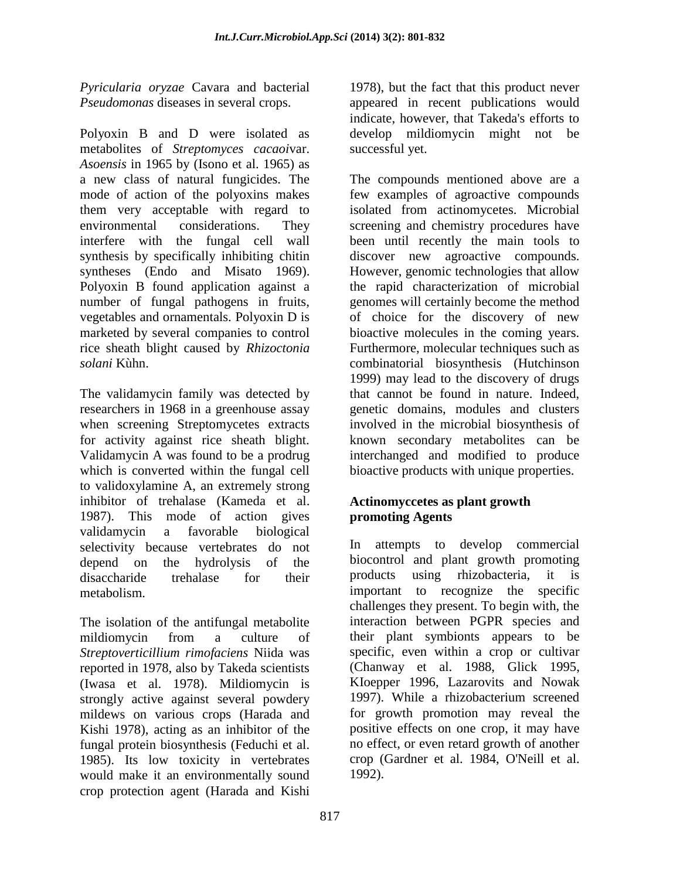*Pyricularia oryzae* Cavara and bacterial *Pseudomonas* diseases in several crops.

Polyoxin B and D were isolated as metabolites of *Streptomyces cacaoi*var. *Asoensis* in 1965 by (Isono et al. 1965) as a new class of natural fungicides. The mode of action of the polyoxins makes them very acceptable with regard to environmental considerations. They interfere with the fungal cell wall synthesis by specifically inhibiting chitin syntheses (Endo and Misato 1969). Polyoxin B found application against a number of fungal pathogens in fruits, vegetables and ornamentals. Polyoxin D is marketed by several companies to control rice sheath blight caused by *Rhizoctonia solani* Kùhn.

The validamycin family was detected by researchers in 1968 in a greenhouse assay when screening Streptomycetes extracts for activity against rice sheath blight. Validamycin A was found to be a prodrug which is converted within the fungal cell to validoxylamine A, an extremely strong inhibitor of trehalase (Kameda et al. 1987). This mode of action gives validamycin a favorable biological selectivity because vertebrates do not depend on the hydrolysis of the disaccharide trehalase for their metabolism.

The isolation of the antifungal metabolite mildiomycin from a culture of *Streptoverticillium rimofaciens* Niida was reported in 1978, also by Takeda scientists (Iwasa et al. 1978). Mildiomycin is strongly active against several powdery mildews on various crops (Harada and Kishi 1978), acting as an inhibitor of the fungal protein biosynthesis (Feduchi et al. 1985). Its low toxicity in vertebrates would make it an environmentally sound crop protection agent (Harada and Kishi 1978), but the fact that this product never appeared in recent publications would indicate, however, that Takeda's efforts to develop mildiomycin might not be successful yet.

The compounds mentioned above are a few examples of agroactive compounds isolated from actinomycetes. Microbial screening and chemistry procedures have been until recently the main tools to discover new agroactive compounds. However, genomic technologies that allow the rapid characterization of microbial genomes will certainly become the method of choice for the discovery of new bioactive molecules in the coming years. Furthermore, molecular techniques such as combinatorial biosynthesis (Hutchinson 1999) may lead to the discovery of drugs that cannot be found in nature. Indeed, genetic domains, modules and clusters involved in the microbial biosynthesis of known secondary metabolites can be interchanged and modified to produce bioactive products with unique properties.

### Actinomyccetes as plant growth promoting Agents

In attempts to develop commercial biocontrol and plant growth promoting products using rhizobacteria, it is important to recognize the specific challenges they present. To begin with, the interaction between PGPR species and their plant symbionts appears to be specific, even within a crop or cultivar (Chanway et al. 1988, Glick 1995, KIoepper 1996, Lazarovits and Nowak 1997). While a rhizobacterium screened for growth promotion may reveal the positive effects on one crop, it may have no effect, or even retard growth of another crop (Gardner et al. 1984, O'Neill et al. 1992).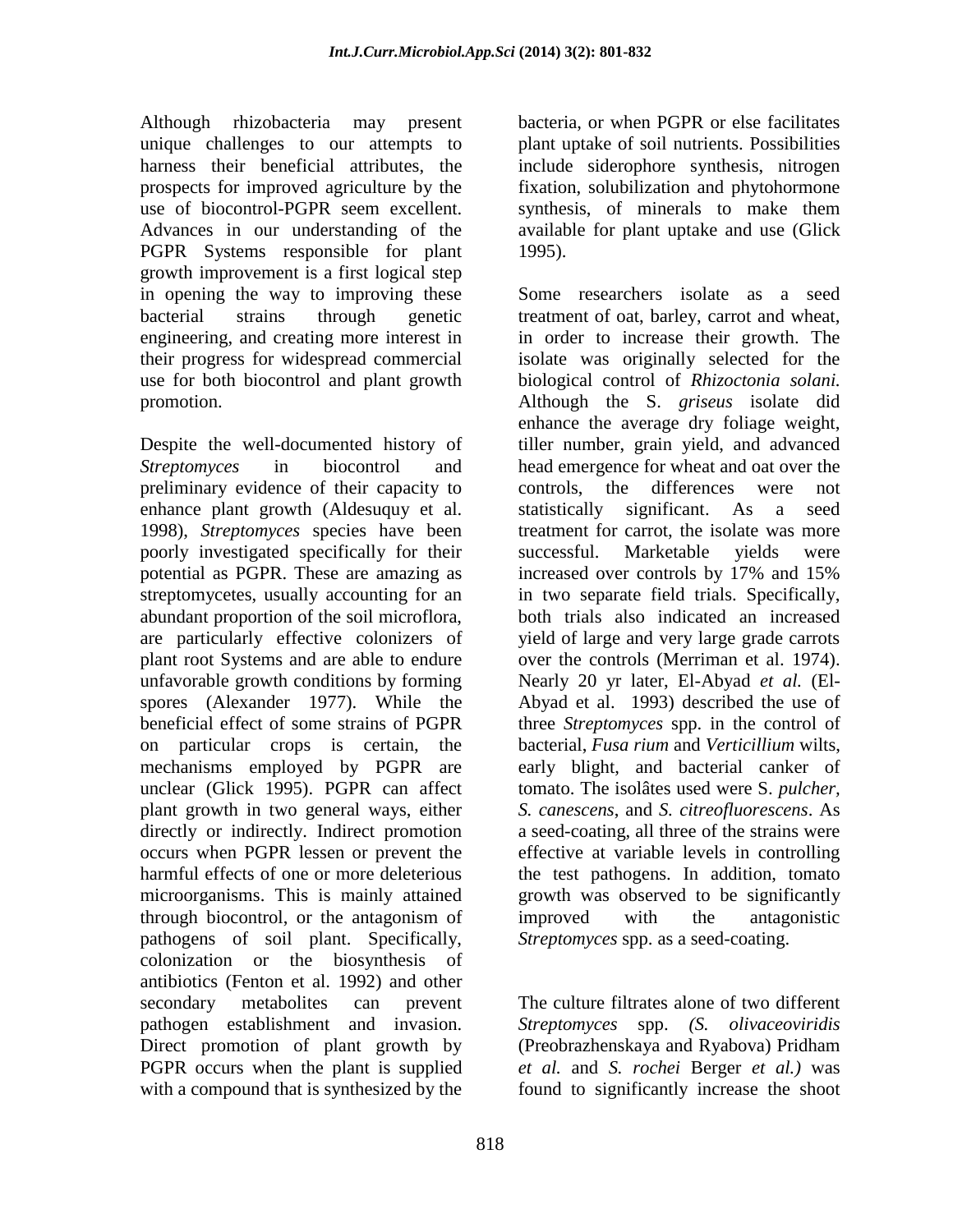Although rhizobacteria may present unique challenges to our attempts to harness their beneficial attributes, the prospects for improved agriculture by the use of biocontrol-PGPR seem excellent. Advances in our understanding of the PGPR Systems responsible for plant growth improvement is a first logical step in opening the way to improving these bacterial strains through genetic engineering, and creating more interest in their progress for widespread commercial use for both biocontrol and plant growth promotion.

Despite the well-documented history of *Streptomyces* in biocontrol and preliminary evidence of their capacity to enhance plant growth (Aldesuquy et al. 1998), *Streptomyces* species have been poorly investigated specifically for their potential as PGPR. These are amazing as streptomycetes, usually accounting for an abundant proportion of the soil microflora, are particularly effective colonizers of plant root Systems and are able to endure unfavorable growth conditions by forming spores (Alexander 1977). While the beneficial effect of some strains of PGPR on particular crops is certain, the mechanisms employed by PGPR are unclear (Glick 1995). PGPR can affect plant growth in two general ways, either directly or indirectly. Indirect promotion occurs when PGPR lessen or prevent the harmful effects of one or more deleterious microorganisms. This is mainly attained through biocontrol, or the antagonism of pathogens of soil plant. Specifically, colonization or the biosynthesis of antibiotics (Fenton et al. 1992) and other secondary metabolites can prevent pathogen establishment and invasion. Direct promotion of plant growth by PGPR occurs when the plant is supplied with a compound that is synthesized by the bacteria, or when PGPR or else facilitates plant uptake of soil nutrients. Possibilities include siderophore synthesis, nitrogen fixation, solubilization and phytohormone synthesis, of minerals to make them available for plant uptake and use (Glick 1995).

Some researchers isolate as a seed treatment of oat, barley, carrot and wheat, in order to increase their growth. The isolate was originally selected for the biological control of *Rhizoctonia solani.* Although the S. *griseus* isolate did enhance the average dry foliage weight, tiller number, grain yield, and advanced head emergence for wheat and oat over the controls, the differences were not statistically significant. As a seed treatment for carrot, the isolate was more successful. Marketable yields were increased over controls by 17% and 15% in two separate field trials. Specifically, both trials also indicated an increased yield of large and very large grade carrots over the controls (Merriman et al. 1974). Nearly 20 yr later, El-Abyad *et al.* (El-Abyad et al. 1993) described the use of three *Streptomyces* spp. in the control of bacterial, *Fusa rium* and *Verticillium* wilts, early blight, and bacterial canker of tomato. The isolâtes used were S. *pulcher*, *S. canescens*, and *S. citreofluorescens*. As a seed-coating, all three of the strains were effective at variable levels in controlling the test pathogens. In addition, tomato growth was observed to be significantly improved with the antagonistic *Streptomyces* spp. as a seed-coating.

The culture filtrates alone of two different *Streptomyces* spp. *(S. olivaceoviridis* (Preobrazhenskaya and Ryabova) Pridham *et al.* and *S. rochei* Berger *et al.)* was found to significantly increase the shoot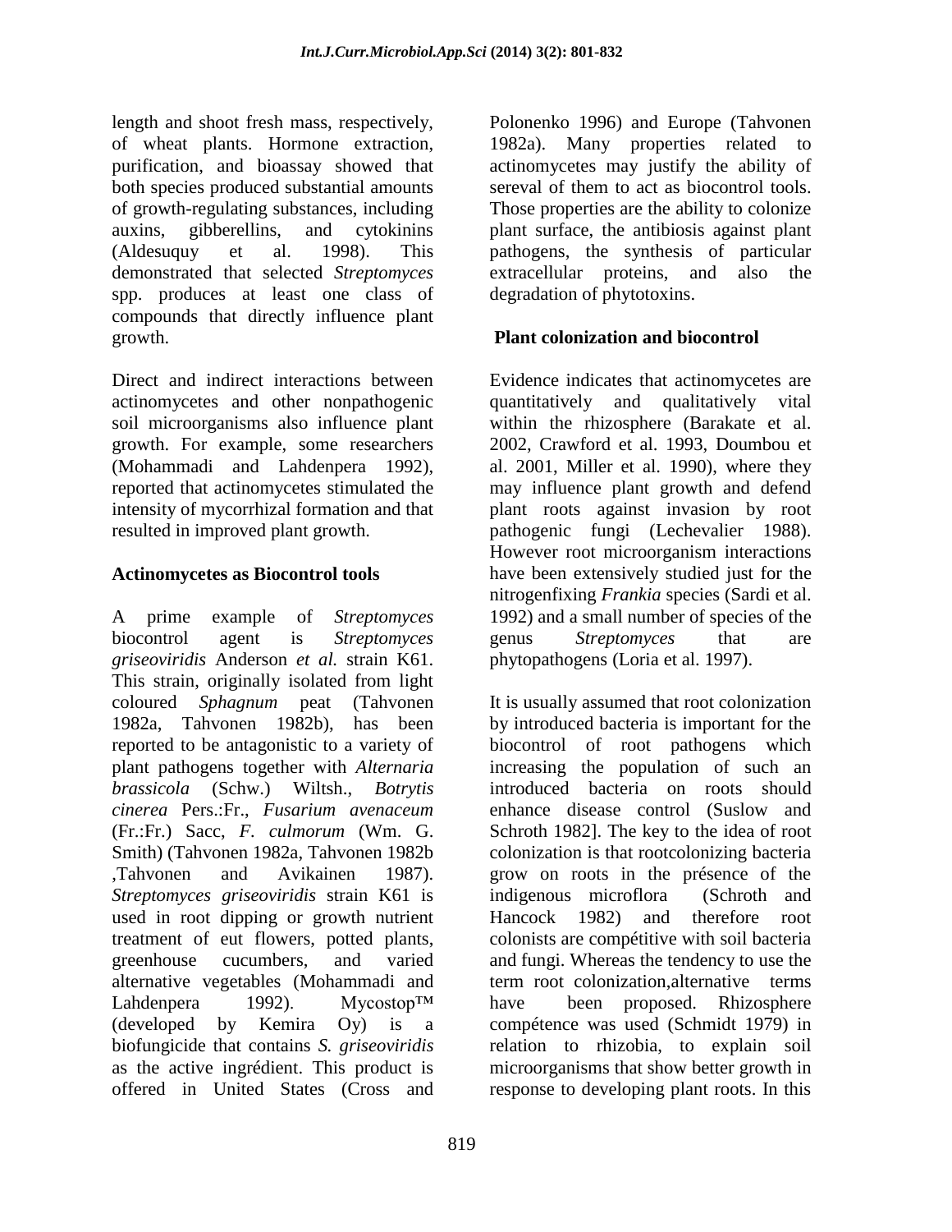length and shoot fresh mass, respectively, of wheat plants. Hormone extraction, purification, and bioassay showed that both species produced substantial amounts of growth-regulating substances, including auxins, gibberellins, and cytokinins (Aldesuquy et al. 1998). This demonstrated that selected *Streptomyces* spp. produces at least one class of compounds that directly influence plant growth.

Direct and indirect interactions between actinomycetes and other nonpathogenic soil microorganisms also influence plant growth. For example, some researchers (Mohammadi and Lahdenpera 1992), reported that actinomycetes stimulated the intensity of mycorrhizal formation and that resulted in improved plant growth.

## Actinomycetes as Biocontrol tools

A prime example of *Streptomyces* biocontrol agent is *Streptomyces griseoviridis* Anderson *et al.* strain K61. This strain, originally isolated from light coloured *Sphagnum* peat (Tahvonen 1982a, Tahvonen 1982b), has been reported to be antagonistic to a variety of plant pathogens together with *Alternaria brassicola* (Schw.) Wiltsh., *Botrytis cinerea* Pers.:Fr., *Fusarium avenaceum* (Fr.:Fr.) Sacc, *F. culmorum* (Wm. G. Smith) (Tahvonen 1982a, Tahvonen 1982b ,Tahvonen and Avikainen 1987). *Streptomyces griseoviridis* strain K61 is used in root dipping or growth nutrient treatment of eut flowers, potted plants, greenhouse cucumbers, and varied alternative vegetables (Mohammadi and Lahdenpera 1992). Mycostop™ (developed by Kemira Oy) is a biofungicide that contains *S. griseoviridis* as the active ingrédient. This product is offered in United States (Cross and Polonenko 1996) and Europe (Tahvonen 1982a). Many properties related to actinomycetes may justify the ability of sereval of them to act as biocontrol tools. Those properties are the ability to colonize plant surface, the antibiosis against plant pathogens, the synthesis of particular extracellular proteins, and also the degradation of phytotoxins.

## Plant colonization and biocontrol

Evidence indicates that actinomycetes are quantitatively and qualitatively vital within the rhizosphere (Barakate et al. 2002, Crawford et al. 1993, Doumbou et al. 2001, Miller et al. 1990), where they may influence plant growth and defend plant roots against invasion by root pathogenic fungi (Lechevalier 1988). However root microorganism interactions have been extensively studied just for the nitrogenfixing *Frankia* species (Sardi et al. 1992) and a small number of species of the genus *Streptomyces* that are phytopathogens (Loria et al. 1997).

It is usually assumed that root colonization by introduced bacteria is important for the biocontrol of root pathogens which increasing the population of such an introduced bacteria on roots should enhance disease control (Suslow and Schroth 1982]. The key to the idea of root colonization is that rootcolonizing bacteria grow on roots in the présence of the indigenous microflora (Schroth and Hancock 1982) and therefore root colonists are compétitive with soil bacteria and fungi. Whereas the tendency to use the term root colonization,alternative terms have been proposed. Rhizosphere compétence was used (Schmidt 1979) in relation to rhizobia, to explain soil microorganisms that show better growth in response to developing plant roots. In this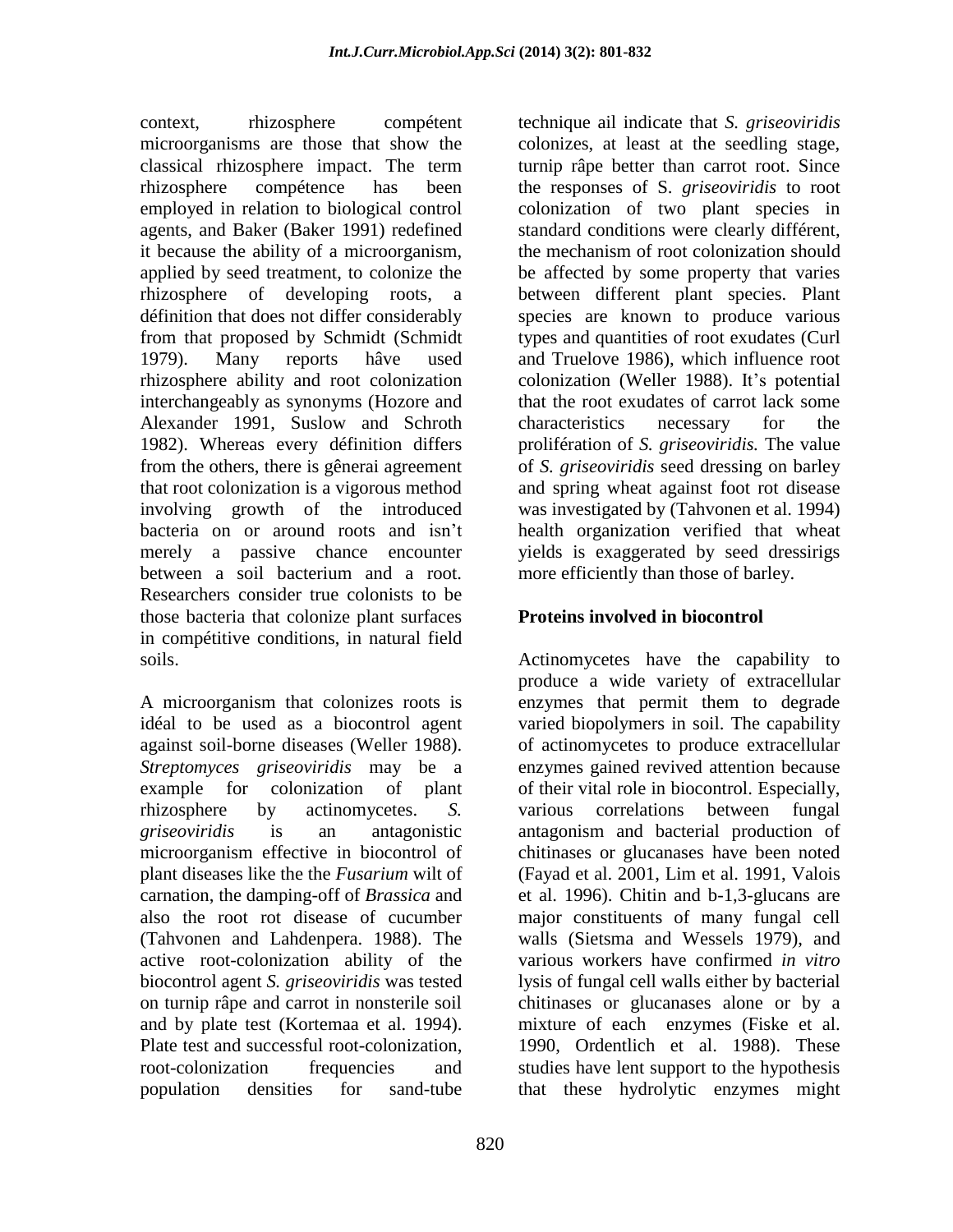context, rhizosphere compétent microorganisms are those that show the classical rhizosphere impact. The term rhizosphere compétence has been employed in relation to biological control agents, and Baker (Baker 1991) redefined it because the ability of a microorganism, applied by seed treatment, to colonize the rhizosphere of developing roots, a définition that does not differ considerably from that proposed by Schmidt (Schmidt 1979). Many reports hâve used rhizosphere ability and root colonization interchangeably as synonyms (Hozore and Alexander 1991, Suslow and Schroth 1982). Whereas every définition differs from the others, there is gênerai agreement that root colonization is a vigorous method involving growth of the introduced bacteria on or around roots and isn't merely a passive chance encounter between a soil bacterium and a root. Researchers consider true colonists to be those bacteria that colonize plant surfaces in compétitive conditions, in natural field soils.

A microorganism that colonizes roots is idéal to be used as a biocontrol agent against soil-borne diseases (Weller 1988). *Streptomyces griseoviridis* may be a example for colonization of plant rhizosphere by actinomycetes. *S. griseoviridis* is an antagonistic microorganism effective in biocontrol of plant diseases like the the *Fusarium* wilt of carnation, the damping-off of *Brassica* and also the root rot disease of cucumber (Tahvonen and Lahdenpera. 1988). The active root-colonization ability of the biocontrol agent *S. griseoviridis* was tested on turnip râpe and carrot in nonsterile soil and by plate test (Kortemaa et al. 1994). Plate test and successful root-colonization, root-colonization frequencies and population densities for sand-tube technique ail indicate that *S. griseoviridis* colonizes, at least at the seedling stage, turnip râpe better than carrot root. Since the responses of S. *griseoviridis* to root colonization of two plant species in standard conditions were clearly différent, the mechanism of root colonization should be affected by some property that varies between different plant species. Plant species are known to produce various types and quantities of root exudates (Curl and Truelove 1986), which influence root colonization (Weller 1988). It's potential that the root exudates of carrot lack some characteristics necessary for the prolifération of *S. griseoviridis.* The value of *S. griseoviridis* seed dressing on barley and spring wheat against foot rot disease was investigated by (Tahvonen et al. 1994) health organization verified that wheat yields is exaggerated by seed dressirigs more efficiently than those of barley.

## Proteins involved in biocontrol

Actinomycetes have the capability to produce a wide variety of extracellular enzymes that permit them to degrade varied biopolymers in soil. The capability of actinomycetes to produce extracellular enzymes gained revived attention because of their vital role in biocontrol. Especially, various correlations between fungal antagonism and bacterial production of chitinases or glucanases have been noted (Fayad et al. 2001, Lim et al. 1991, Valois et al. 1996). Chitin and b-1,3-glucans are major constituents of many fungal cell walls (Sietsma and Wessels 1979), and various workers have confirmed *in vitro* lysis of fungal cell walls either by bacterial chitinases or glucanases alone or by a mixture of each enzymes (Fiske et al. 1990, Ordentlich et al. 1988). These studies have lent support to the hypothesis that these hydrolytic enzymes might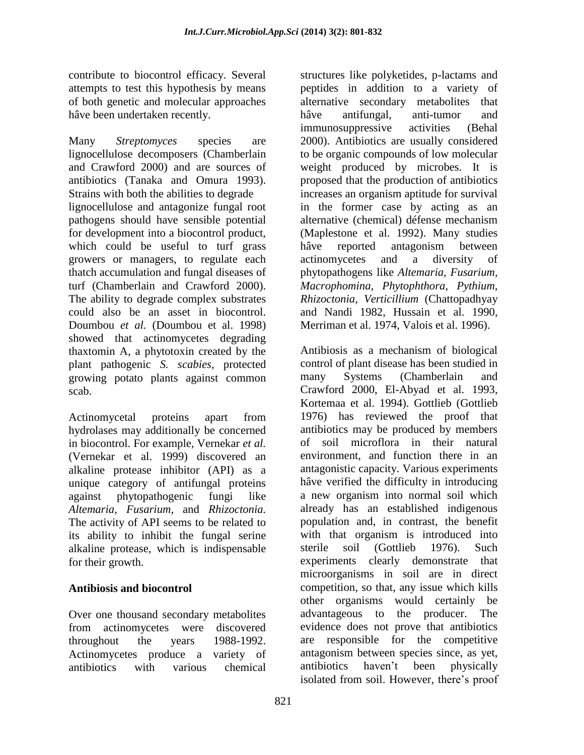contribute to biocontrol efficacy. Several attempts to test this hypothesis by means of both genetic and molecular approaches hâve been undertaken recently.

Many *Streptomyces* species are lignocellulose decomposers (Chamberlain and Crawford 2000) and are sources of antibiotics (Tanaka and Omura 1993). Strains with both the abilities to degrade lignocellulose and antagonize fungal root pathogens should have sensible potential for development into a biocontrol product, which could be useful to turf grass growers or managers, to regulate each thatch accumulation and fungal diseases of turf (Chamberlain and Crawford 2000). The ability to degrade complex substrates could also be an asset in biocontrol. Doumbou *et al.* (Doumbou et al. 1998) showed that actinomycetes degrading thaxtomin A, a phytotoxin created by the plant pathogenic *S. scabies*, protected growing potato plants against common scab.

Actinomycetal proteins apart from hydrolases may additionally be concerned in biocontrol. For example, Vernekar *et al.* (Vernekar et al. 1999) discovered an alkaline protease inhibitor (API) as a unique category of antifungal proteins against phytopathogenic fungi like *Altemaria, Fusarium*, and *Rhizoctonia.* The activity of API seems to be related to its ability to inhibit the fungal serine alkaline protease, which is indispensable for their growth.

## Antibiosis and biocontrol

Over one thousand secondary metabolites from actinomycetes were discovered throughout the years 1988-1992. Actinomycetes produce a variety of antibiotics with various chemical structures like polyketides, p-lactams and peptides in addition to a variety of alternative secondary metabolites that hâve antifungal, anti-tumor and immunosuppressive activities (Behal 2000). Antibiotics are usually considered to be organic compounds of low molecular weight produced by microbes. It is proposed that the production of antibiotics increases an organism aptitude for survival in the former case by acting as an alternative (chemical) défense mechanism (Maplestone et al. 1992). Many studies hâve reported antagonism between actinomycetes and a diversity of phytopathogens like *Altemaria, Fusarium, Macrophomina, Phytophthora, Pythium, Rhizoctonia, Verticillium* (Chattopadhyay and Nandi 1982, Hussain et al. 1990, Merriman et al. 1974, Valois et al. 1996).

Antibiosis as a mechanism of biological control of plant disease has been studied in many Systems (Chamberlain and Crawford 2000, El-Abyad et al. 1993, Kortemaa et al. 1994). Gottlieb (Gottlieb 1976) has reviewed the proof that antibiotics may be produced by members of soil microflora in their natural environment, and function there in an antagonistic capacity. Various experiments hâve verified the difficulty in introducing a new organism into normal soil which already has an established indigenous population and, in contrast, the benefit with that organism is introduced into sterile soil (Gottlieb 1976). Such experiments clearly demonstrate that microorganisms in soil are in direct competition, so that, any issue which kills other organisms would certainly be advantageous to the producer. The evidence does not prove that antibiotics are responsible for the competitive antagonism between species since, as yet, antibiotics haven't been physically isolated from soil. However, there's proof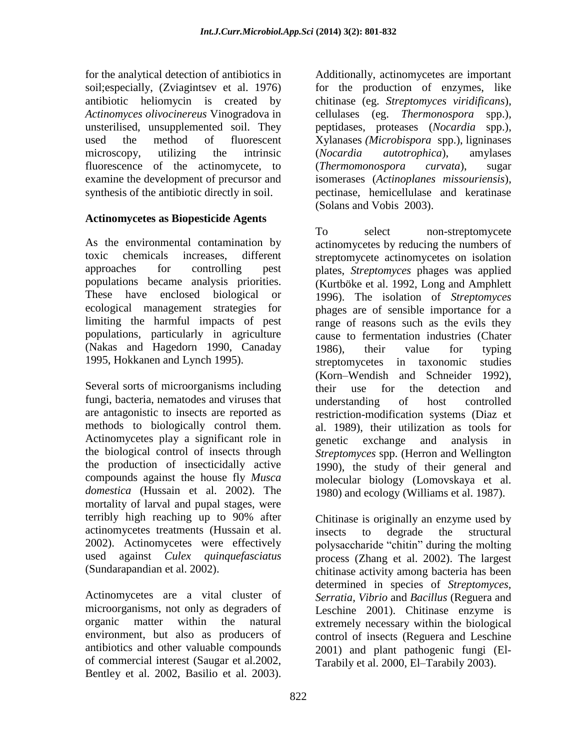for the analytical detection of antibiotics in soil;especially, (Zviagintsev et al. 1976) antibiotic heliomycin is created by *Actinomyces olivocinereus* Vinogradova in unsterilised, unsupplemented soil. They used the method of fluorescent microscopy, utilizing the intrinsic fluorescence of the actinomycete, to examine the development of precursor and synthesis of the antibiotic directly in soil.

### Actinomycetes as Biopesticide Agents

As the environmental contamination by toxic chemicals increases, different approaches for controlling pest populations became analysis priorities. These have enclosed biological or ecological management strategies for limiting the harmful impacts of pest populations, particularly in agriculture (Nakas and Hagedorn 1990, Canaday 1995, Hokkanen and Lynch 1995).

Several sorts of microorganisms including fungi, bacteria, nematodes and viruses that are antagonistic to insects are reported as methods to biologically control them. Actinomycetes play a significant role in the biological control of insects through the production of insecticidally active compounds against the house fly *Musca domestica* (Hussain et al. 2002). The mortality of larval and pupal stages, were terribly high reaching up to 90% after actinomycetes treatments (Hussain et al. 2002). Actinomycetes were effectively used against *Culex quinquefasciatus* (Sundarapandian et al. 2002).

Actinomycetes are a vital cluster of microorganisms, not only as degraders of organic matter within the natural environment, but also as producers of antibiotics and other valuable compounds of commercial interest (Saugar et al.2002, Bentley et al. 2002, Basilio et al. 2003). Additionally, actinomycetes are important for the production of enzymes, like chitinase (eg. *Streptomyces viridificans*), cellulases (eg. *Thermonospora* spp.), peptidases, proteases (*Nocardia* spp.), Xylanases *(Microbispora* spp.), ligninases (*Nocardia autotrophica*), amylases (*Thermomonospora curvata*), sugar isomerases (*Actinoplanes missouriensis*), pectinase, hemicellulase and keratinase (Solans and Vobis 2003).

To select non-streptomycete actinomycetes by reducing the numbers of streptomycete actinomycetes on isolation plates, *Streptomyces* phages was applied (Kurtböke et al. 1992, Long and Amphlett 1996). The isolation of *Streptomyces* phages are of sensible importance for a range of reasons such as the evils they cause to fermentation industries (Chater 1986), their value for typing streptomycetes in taxonomic studies (Korn–Wendish and Schneider 1992), their use for the detection and understanding of host controlled restriction-modification systems (Diaz et al. 1989), their utilization as tools for genetic exchange and analysis in *Streptomyces* spp. (Herron and Wellington 1990), the study of their general and molecular biology (Lomovskaya et al. 1980) and ecology (Williams et al. 1987).

Chitinase is originally an enzyme used by insects to degrade the structural polysaccharide "chitin" during the molting process (Zhang et al. 2002). The largest chitinase activity among bacteria has been determined in species of *Streptomyces*, *Serratia, Vibrio* and *Bacillus* (Reguera and Leschine 2001). Chitinase enzyme is extremely necessary within the biological control of insects (Reguera and Leschine 2001) and plant pathogenic fungi (El-Tarabily et al. 2000, El–Tarabily 2003).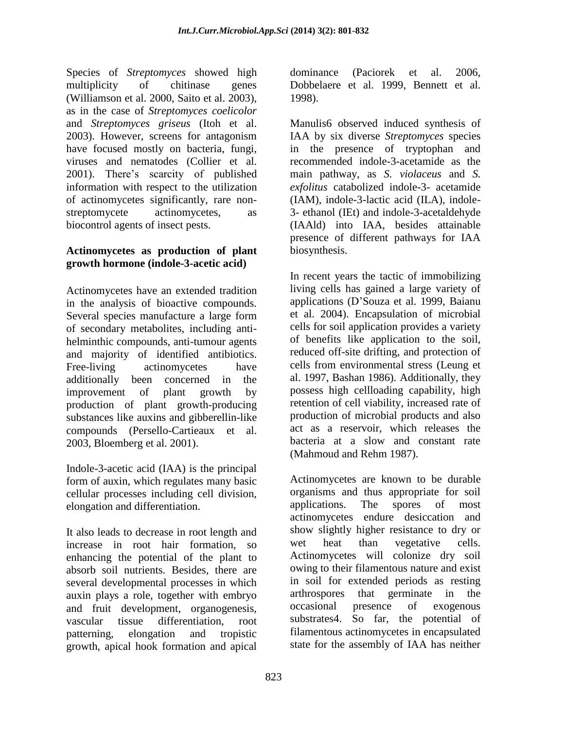Species of *Streptomyces* showed high multiplicity of chitinase genes (Williamson et al. 2000, Saito et al. 2003), as in the case of *Streptomyces coelicolor* and *Streptomyces griseus* (Itoh et al. 2003). However, screens for antagonism have focused mostly on bacteria, fungi, viruses and nematodes (Collier et al. 2001). There's scarcity of published information with respect to the utilization of actinomycetes significantly, rare non-streptomycete actinomycetes, as biocontrol agents of insect pests.

### Actinomycetes as production of plant growth hormone (indole-3-acetic acid)

Actinomycetes have an extended tradition in the analysis of bioactive compounds. Several species manufacture a large form of secondary metabolites, including anti-helminthic compounds, anti-tumour agents and majority of identified antibiotics. Free-living actinomycetes have additionally been concerned in the improvement of plant growth by production of plant growth-producing substances like auxins and gibberellin-like compounds (Persello-Cartieaux et al. 2003, Bloemberg et al. 2001).

Indole-3-acetic acid (IAA) is the principal form of auxin, which regulates many basic cellular processes including cell division, elongation and differentiation.

It also leads to decrease in root length and increase in root hair formation, so enhancing the potential of the plant to absorb soil nutrients. Besides, there are several developmental processes in which auxin plays a role, together with embryo and fruit development, organogenesis, vascular tissue differentiation, root patterning, elongation and tropistic growth, apical hook formation and apical dominance (Paciorek et al. 2006, Dobbelaere et al. 1999, Bennett et al. 1998).

Manulis6 observed induced synthesis of IAA by six diverse *Streptomyces* species in the presence of tryptophan and recommended indole-3-acetamide as the main pathway, as *S. violaceus* and *S. exfolitus* catabolized indole-3- acetamide (IAM), indole-3-lactic acid (ILA), indole-3- ethanol (IEt) and indole-3-acetaldehyde (IAAld) into IAA, besides attainable presence of different pathways for IAA biosynthesis.

In recent years the tactic of immobilizing living cells has gained a large variety of applications (D'Souza et al. 1999, Baianu et al. 2004). Encapsulation of microbial cells for soil application provides a variety of benefits like application to the soil, reduced off-site drifting, and protection of cells from environmental stress (Leung et al. 1997, Bashan 1986). Additionally, they possess high cellloading capability, high retention of cell viability, increased rate of production of microbial products and also act as a reservoir, which releases the bacteria at a slow and constant rate (Mahmoud and Rehm 1987).

Actinomycetes are known to be durable organisms and thus appropriate for soil applications. The spores of most actinomycetes endure desiccation and show slightly higher resistance to dry or wet heat than vegetative cells. Actinomycetes will colonize dry soil owing to their filamentous nature and exist in soil for extended periods as resting arthrospores that germinate in the occasional presence of exogenous substrates4. So far, the potential of filamentous actinomycetes in encapsulated state for the assembly of IAA has neither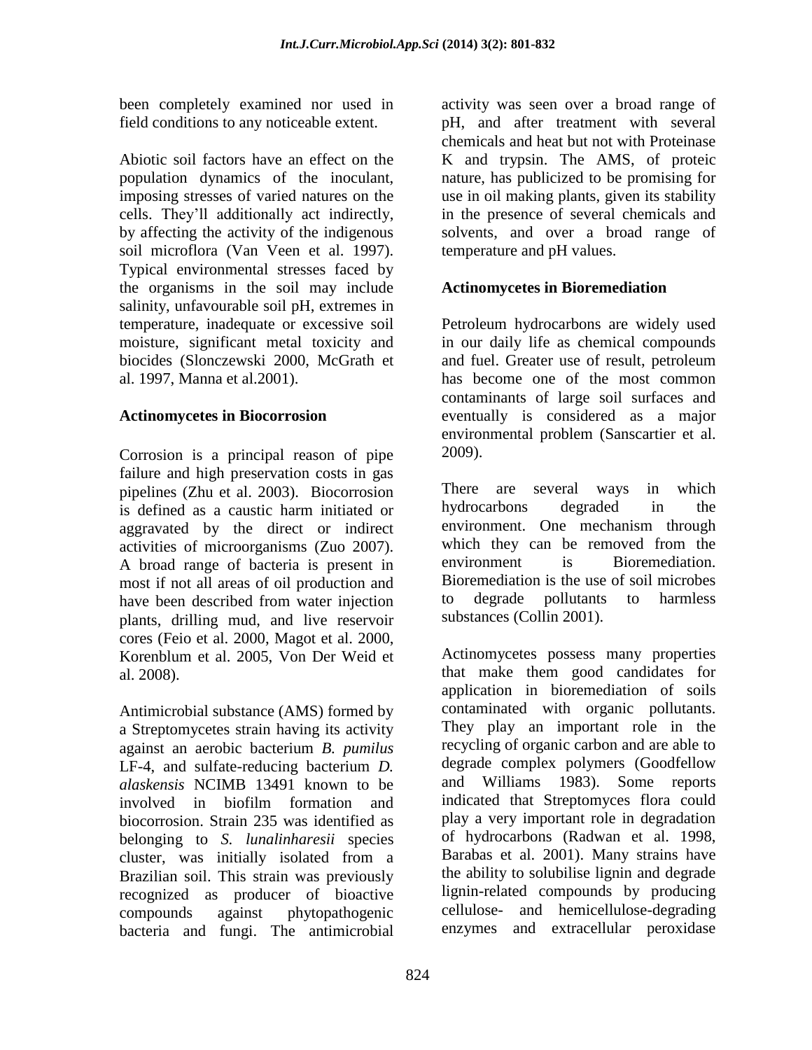been completely examined nor used in field conditions to any noticeable extent.

Abiotic soil factors have an effect on the population dynamics of the inoculant, imposing stresses of varied natures on the cells. They'll additionally act indirectly, by affecting the activity of the indigenous soil microflora (Van Veen et al. 1997). Typical environmental stresses faced by the organisms in the soil may include salinity, unfavourable soil pH, extremes in temperature, inadequate or excessive soil moisture, significant metal toxicity and biocides (Slonczewski 2000, McGrath et al. 1997, Manna et al.2001).

**Actinomycetes in Biocorrosion**

Corrosion is a principal reason of pipe failure and high preservation costs in gas pipelines (Zhu et al. 2003). Biocorrosion is defined as a caustic harm initiated or aggravated by the direct or indirect activities of microorganisms (Zuo 2007). A broad range of bacteria is present in most if not all areas of oil production and have been described from water injection plants, drilling mud, and live reservoir cores (Feio et al. 2000, Magot et al. 2000, Korenblum et al. 2005, Von Der Weid et al. 2008).

Antimicrobial substance (AMS) formed by a Streptomycetes strain having its activity against an aerobic bacterium *B. pumilus* LF-4, and sulfate-reducing bacterium *D. alaskensis* NCIMB 13491 known to be involved in biofilm formation and biocorrosion. Strain 235 was identified as belonging to *S. lunalinharesii* species cluster, was initially isolated from a Brazilian soil. This strain was previously recognized as producer of bioactive compounds against phytopathogenic bacteria and fungi. The antimicrobial activity was seen over a broad range of pH, and after treatment with several chemicals and heat but not with Proteinase K and trypsin. The AMS, of proteic nature, has publicized to be promising for use in oil making plants, given its stability in the presence of several chemicals and solvents, and over a broad range of temperature and pH values.

**Actinomycetes in Bioremediation**

Petroleum hydrocarbons are widely used in our daily life as chemical compounds and fuel. Greater use of result, petroleum has become one of the most common contaminants of large soil surfaces and eventually is considered as a major environmental problem (Sanscartier et al. 2009).

There are several ways in which hydrocarbons degraded in the environment. One mechanism through which they can be removed from the environment is Bioremediation. Bioremediation is the use of soil microbes to degrade pollutants to harmless substances (Collin 2001).

Actinomycetes possess many properties that make them good candidates for application in bioremediation of soils contaminated with organic pollutants. They play an important role in the recycling of organic carbon and are able to degrade complex polymers (Goodfellow and Williams 1983). Some reports indicated that Streptomyces flora could play a very important role in degradation of hydrocarbons (Radwan et al. 1998, Barabas et al. 2001). Many strains have the ability to solubilise lignin and degrade lignin-related compounds by producing cellulose- and hemicellulose-degrading enzymes and extracellular peroxidase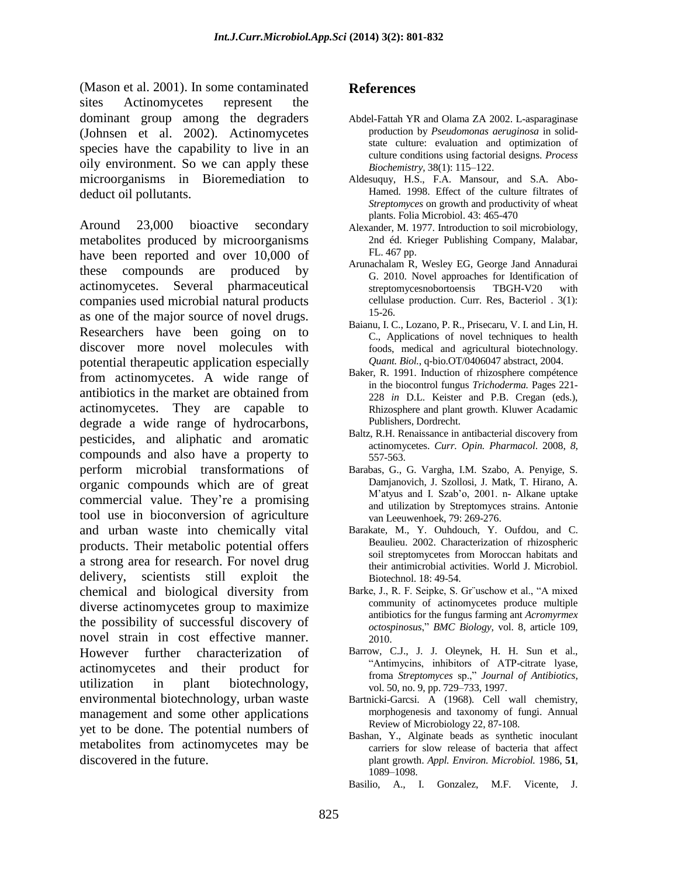(Mason et al. 2001). In some contaminated sites Actinomycetes represent the dominant group among the degraders (Johnsen et al. 2002). Actinomycetes species have the capability to live in an oily environment. So we can apply these microorganisms in Bioremediation to deduct oil pollutants.

Around 23,000 bioactive secondary metabolites produced by microorganisms have been reported and over 10,000 of these compounds are produced by actinomycetes. Several pharmaceutical companies used microbial natural products as one of the major source of novel drugs. Researchers have been going on to discover more novel molecules with potential therapeutic application especially from actinomycetes. A wide range of antibiotics in the market are obtained from actinomycetes. They are capable to degrade a wide range of hydrocarbons, pesticides, and aliphatic and aromatic compounds and also have a property to perform microbial transformations of organic compounds which are of great commercial value. They're a promising tool use in bioconversion of agriculture and urban waste into chemically vital products. Their metabolic potential offers a strong area for research. For novel drug delivery, scientists still exploit the chemical and biological diversity from diverse actinomycetes group to maximize the possibility of successful discovery of novel strain in cost effective manner. However further characterization of actinomycetes and their product for utilization in plant biotechnology, environmental biotechnology, urban waste management and some other applications yet to be done. The potential numbers of metabolites from actinomycetes may be discovered in the future.

## References

Abdel-Fattah YR and Olama ZA 2002. L-asparaginase production by *Pseudomonas aeruginosa* in solid-state culture: evaluation and optimization of culture conditions using factorial designs. *Process Biochemistry*, 38(1): 115–122.

Aldesuquy, H.S., F.A. Mansour, and S.A. Abo-Hamed. 1998. Effect of the culture filtrates of *Streptomyces* on growth and productivity of wheat plants. Folia Microbiol. 43: 465-470

Alexander, M. 1977. Introduction to soil microbiology, 2nd éd. Krieger Publishing Company, Malabar, FL. 467 pp.

Arunachalam R, Wesley EG, George Jand Annadurai G. 2010. Novel approaches for Identification of streptomycesnobortoensis TBGH-V20 with cellulase production. Curr. Res, Bacteriol . 3(1): 15-26.

Baianu, I. C., Lozano, P. R., Prisecaru, V. I. and Lin, H. C., Applications of novel techniques to health foods, medical and agricultural biotechnology. *Quant. Biol.*, q-bio.OT/0406047 abstract, 2004.

Baker, R. 1991. Induction of rhizosphere compétence in the biocontrol fungus *Trichoderma.* Pages 221-228 *in* D.L. Keister and P.B. Cregan (eds.), Rhizosphere and plant growth. Kluwer Acadamic Publishers, Dordrecht.

Baltz, R.H. Renaissance in antibacterial discovery from actinomycetes. *Curr. Opin. Pharmacol*. 2008, *8*, 557-563.

Barabas, G., G. Vargha, I.M. Szabo, A. Penyige, S. Damjanovich, J. Szollosi, J. Matk, T. Hirano, A. M'atyus and I. Szab'o, 2001. n- Alkane uptake and utilization by Streptomyces strains. Antonie van Leeuwenhoek, 79: 269-276.

Barakate, M., Y. Ouhdouch, Y. Oufdou, and C. Beaulieu. 2002. Characterization of rhizospheric soil streptomycetes from Moroccan habitats and their antimicrobial activities. World J. Microbiol. Biotechnol. 18: 49-54.

Barke, J., R. F. Seipke, S. Gr¨uschow et al., "A mixed community of actinomycetes produce multiple antibiotics for the fungus farming ant *Acromyrmex octospinosus*," *BMC Biology*, vol. 8, article 109, 2010.

Barrow, C.J., J. J. Oleynek, H. H. Sun et al., "Antimycins, inhibitors of ATP-citrate lyase, froma *Streptomyces* sp.," *Journal of Antibiotics*, vol. 50, no. 9, pp. 729–733, 1997.

Bartnicki-Garcsi. A (1968). Cell wall chemistry, morphogenesis and taxonomy of fungi. Annual Review of Microbiology 22, 87-108.

Bashan, Y., Alginate beads as synthetic inoculant carriers for slow release of bacteria that affect plant growth. *Appl. Environ. Microbiol.* 1986, **51**, 1089–1098.

Basilio, A., I. Gonzalez, M.F. Vicente, J.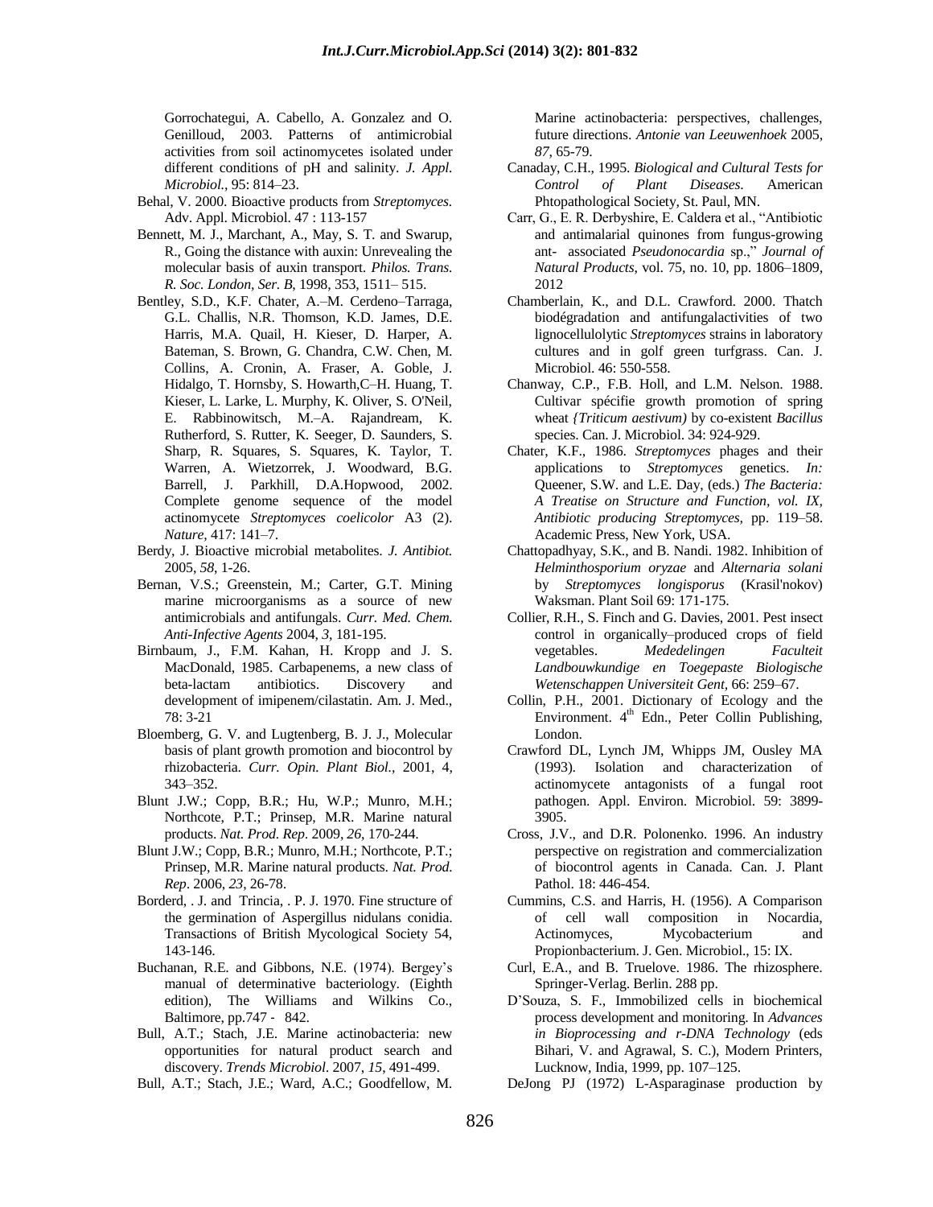Gorrochategui, A. Cabello, A. Gonzalez and O. Genilloud, 2003. Patterns of antimicrobial activities from soil actinomycetes isolated under different conditions of pH and salinity. *J. Appl. Microbiol.*, 95: 814–23.

Behal, V. 2000. Bioactive products from *Streptomyces*. Adv. Appl. Microbiol. 47 : 113-157

Bennett, M. J., Marchant, A., May, S. T. and Swarup, R., Going the distance with auxin: Unrevealing the molecular basis of auxin transport. *Philos. Trans. R. Soc. London, Ser. B*, 1998, 353, 1511– 515.

Bentley, S.D., K.F. Chater, A.–M. Cerdeno–Tarraga, G.L. Challis, N.R. Thomson, K.D. James, D.E. Harris, M.A. Quail, H. Kieser, D. Harper, A. Bateman, S. Brown, G. Chandra, C.W. Chen, M. Collins, A. Cronin, A. Fraser, A. Goble, J. Hidalgo, T. Hornsby, S. Howarth,C–H. Huang, T. Kieser, L. Larke, L. Murphy, K. Oliver, S. O'Neil, E. Rabbinowitsch, M.–A. Rajandream, K. Rutherford, S. Rutter, K. Seeger, D. Saunders, S. Sharp, R. Squares, S. Squares, K. Taylor, T. Warren, A. Wietzorrek, J. Woodward, B.G. Barrell, J. Parkhill, D.A.Hopwood, 2002. Complete genome sequence of the model actinomycete *Streptomyces coelicolor* A3 (2). *Nature*, 417: 141–7.

Berdy, J. Bioactive microbial metabolites. *J. Antibiot.* 2005, *58*, 1-26.

Bernan, V.S.; Greenstein, M.; Carter, G.T. Mining marine microorganisms as a source of new antimicrobials and antifungals. *Curr. Med. Chem. Anti-Infective Agents* 2004, *3*, 181-195.

Birnbaum, J., F.M. Kahan, H. Kropp and J. S. MacDonald, 1985. Carbapenems, a new class of beta-lactam antibiotics. Discovery and development of imipenem/cilastatin. Am. J. Med., 78: 3-21

Bloemberg, G. V. and Lugtenberg, B. J. J., Molecular basis of plant growth promotion and biocontrol by rhizobacteria. *Curr. Opin. Plant Biol.*, 2001, 4, 343–352.

Blunt J.W.; Copp, B.R.; Hu, W.P.; Munro, M.H.; Northcote, P.T.; Prinsep, M.R. Marine natural products. *Nat. Prod. Rep*. 2009, *26*, 170-244.

Blunt J.W.; Copp, B.R.; Munro, M.H.; Northcote, P.T.; Prinsep, M.R. Marine natural products. *Nat. Prod. Rep*. 2006, *23*, 26-78.

Borderd, . J. and Trincia, . P. J. 1970. Fine structure of the germination of Aspergillus nidulans conidia. Transactions of British Mycological Society 54, 143-146.

Buchanan, R.E. and Gibbons, N.E. (1974). Bergey's manual of determinative bacteriology. (Eighth edition), The Williams and Wilkins Co., Baltimore, pp.747 - 842.

Bull, A.T.; Stach, J.E. Marine actinobacteria: new opportunities for natural product search and discovery. *Trends Microbiol*. 2007, *15*, 491-499.

Bull, A.T.; Stach, J.E.; Ward, A.C.; Goodfellow, M. Marine actinobacteria: perspectives, challenges, future directions. *Antonie van Leeuwenhoek* 2005, *87*, 65-79.

Canaday, C.H., 1995. *Biological and Cultural Tests for Control of Plant Diseases*. American Phtopathological Society, St. Paul, MN.

Carr, G., E. R. Derbyshire, E. Caldera et al., "Antibiotic and antimalarial quinones from fungus-growing ant- associated *Pseudonocardia* sp.," *Journal of Natural Products*, vol. 75, no. 10, pp. 1806–1809, 2012

Chamberlain, K., and D.L. Crawford. 2000. Thatch biodégradation and antifungalactivities of two lignocellulolytic *Streptomyces* strains in laboratory cultures and in golf green turfgrass. Can. J. Microbiol. 46: 550-558.

Chanway, C.P., F.B. Holl, and L.M. Nelson. 1988. Cultivar spécifie growth promotion of spring wheat *{Triticum aestivum)* by co-existent *Bacillus* species. Can. J. Microbiol. 34: 924-929.

Chater, K.F., 1986. *Streptomyces* phages and their applications to *Streptomyces* genetics. *In:* Queener, S.W. and L.E. Day, (eds.) *The Bacteria: A Treatise on Structure and Function, vol. IX, Antibiotic producing Streptomyces,* pp. 119–58. Academic Press, New York, USA.

Chattopadhyay, S.K., and B. Nandi. 1982. Inhibition of *Helminthosporium oryzae* and *Alternaria solani* by *Streptomyces longisporus* (Krasil'nokov) Waksman. Plant Soil 69: 171-175.

Collier, R.H., S. Finch and G. Davies, 2001. Pest insect control in organically–produced crops of field vegetables. *Mededelingen Faculteit Landbouwkundige en Toegepaste Biologische Wetenschappen Universiteit Gent*, 66: 259–67.

Collin, P.H., 2001. Dictionary of Ecology and the Environment. 4th Edn., Peter Collin Publishing, London.

Crawford DL, Lynch JM, Whipps JM, Ousley MA (1993). Isolation and characterization of actinomycete antagonists of a fungal root pathogen. Appl. Environ. Microbiol. 59: 3899-3905.

Cross, J.V., and D.R. Polonenko. 1996. An industry perspective on registration and commercialization of biocontrol agents in Canada. Can. J. Plant Pathol. 18: 446-454.

Cummins, C.S. and Harris, H. (1956). A Comparison of cell wall composition in Nocardia, Actinomyces, Mycobacterium and Propionbacterium. J. Gen. Microbiol., 15: IX.

Curl, E.A., and B. Truelove. 1986. The rhizosphere. Springer-Verlag. Berlin. 288 pp.

D'Souza, S. F., Immobilized cells in biochemical process development and monitoring. In *Advances in Bioprocessing and r-DNA Technology* (eds Bihari, V. and Agrawal, S. C.), Modern Printers, Lucknow, India, 1999, pp. 107–125.

DeJong PJ (1972) L-Asparaginase production by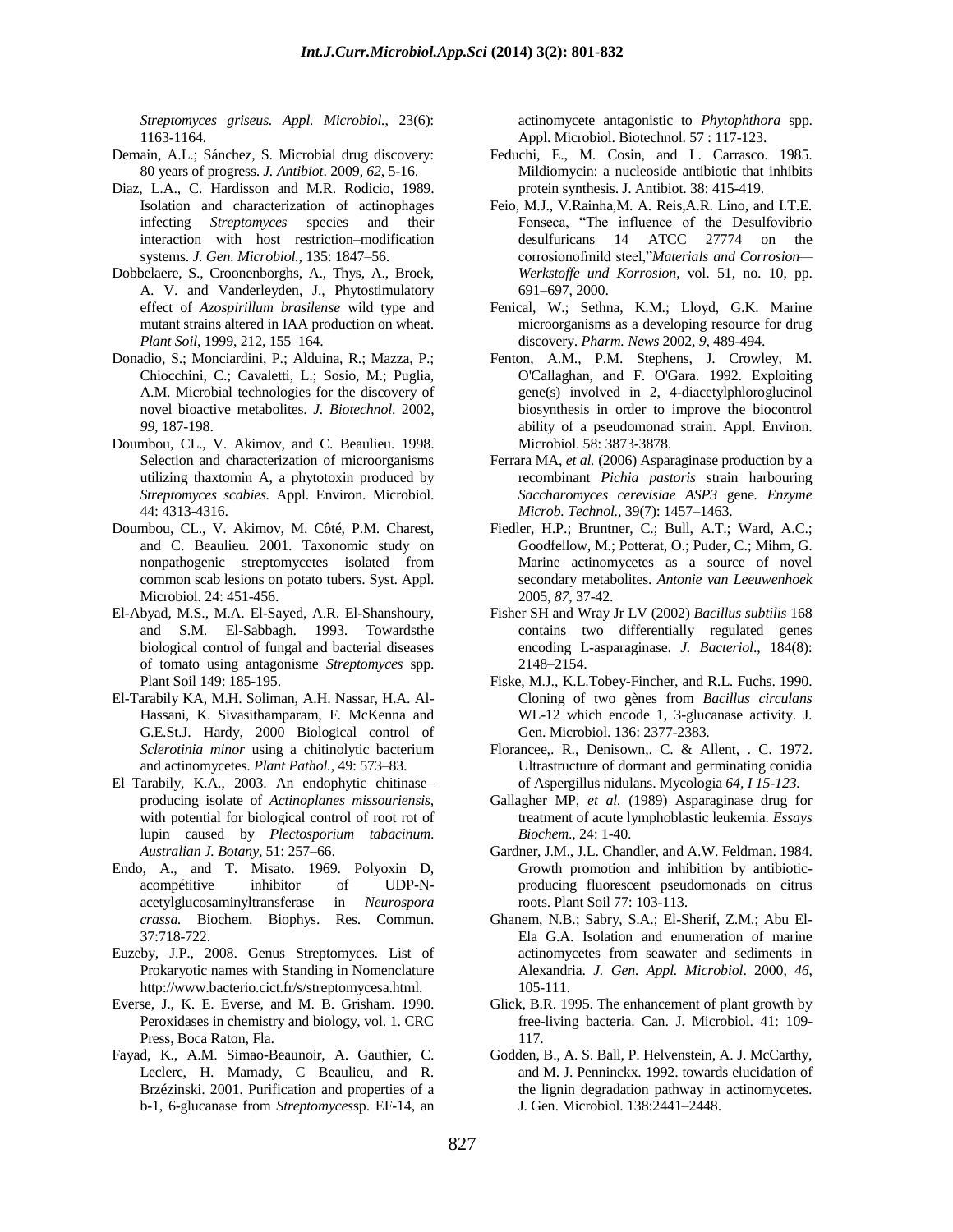*Streptomyces griseus. Appl. Microbiol.*, 23(6): 1163-1164.

Demain, A.L.; Sánchez, S. Microbial drug discovery: 80 years of progress. *J. Antibiot*. 2009, *62*, 5-16.

Diaz, L.A., C. Hardisson and M.R. Rodicio, 1989. Isolation and characterization of actinophages infecting *Streptomyces* species and their interaction with host restriction–modification systems. *J. Gen. Microbiol.,* 135: 1847–56.

Dobbelaere, S., Croonenborghs, A., Thys, A., Broek, A. V. and Vanderleyden, J., Phytostimulatory effect of *Azospirillum brasilense* wild type and mutant strains altered in IAA production on wheat. *Plant Soil*, 1999, 212, 155–164.

Donadio, S.; Monciardini, P.; Alduina, R.; Mazza, P.; Chiocchini, C.; Cavaletti, L.; Sosio, M.; Puglia, A.M. Microbial technologies for the discovery of novel bioactive metabolites. *J. Biotechnol*. 2002, *99*, 187-198.

Doumbou, CL., V. Akimov, and C. Beaulieu. 1998. Selection and characterization of microorganisms utilizing thaxtomin A, a phytotoxin produced by *Streptomyces scabies.* Appl. Environ. Microbiol. 44: 4313-4316.

Doumbou, CL., V. Akimov, M. Côté, P.M. Charest, and C. Beaulieu. 2001. Taxonomic study on nonpathogenic streptomycetes isolated from common scab lesions on potato tubers. Syst. Appl. Microbiol. 24: 451-456.

El-Abyad, M.S., M.A. El-Sayed, A.R. El-Shanshoury, and S.M. El-Sabbagh. 1993. Towardsthe biological control of fungal and bacterial diseases of tomato using antagonisme *Streptomyces* spp. Plant Soil 149: 185-195.

El-Tarabily KA, M.H. Soliman, A.H. Nassar, H.A. Al-Hassani, K. Sivasithamparam, F. McKenna and G.E.St.J. Hardy, 2000 Biological control of *Sclerotinia minor* using a chitinolytic bacterium and actinomycetes. *Plant Pathol.,* 49: 573–83.

El–Tarabily, K.A., 2003. An endophytic chitinase–producing isolate of *Actinoplanes missouriensis*, with potential for biological control of root rot of lupin caused by *Plectosporium tabacinum*. *Australian J. Botany,* 51: 257–66.

Endo, A., and T. Misato. 1969. Polyoxin D, acompétitive inhibitor of UDP-N-acetylglucosaminyltransferase in *Neurospora crassa.* Biochem. Biophys. Res. Commun. 37:718-722.

Euzeby, J.P., 2008. Genus Streptomyces. List of Prokaryotic names with Standing in Nomenclature http://www.bacterio.cict.fr/s/streptomycesa.html.

Everse, J., K. E. Everse, and M. B. Grisham. 1990. Peroxidases in chemistry and biology, vol. 1. CRC Press, Boca Raton, Fla.

Fayad, K., A.M. Simao-Beaunoir, A. Gauthier, C. Leclerc, H. Mamady, C Beaulieu, and R. Brzézinski. 2001. Purification and properties of a b-1, 6-glucanase from *Streptomyces*sp. EF-14, an actinomycete antagonistic to *Phytophthora* spp. Appl. Microbiol. Biotechnol. 57 : 117-123.

Feduchi, E., M. Cosin, and L. Carrasco. 1985. Mildiomycin: a nucleoside antibiotic that inhibits protein synthesis. J. Antibiot. 38: 415-419.

Feio, M.J., V.Rainha,M. A. Reis,A.R. Lino, and I.T.E. Fonseca, "The influence of the Desulfovibrio desulfuricans 14 ATCC 27774 on the corrosionofmild steel,"*Materials and Corrosion—Werkstoffe und Korrosion*, vol. 51, no. 10, pp. 691–697, 2000.

Fenical, W.; Sethna, K.M.; Lloyd, G.K. Marine microorganisms as a developing resource for drug discovery. *Pharm. News* 2002, *9*, 489-494.

Fenton, A.M., P.M. Stephens, J. Crowley, M. O'Callaghan, and F. O'Gara. 1992. Exploiting gene(s) involved in 2, 4-diacetylphloroglucinol biosynthesis in order to improve the biocontrol ability of a pseudomonad strain. Appl. Environ. Microbiol. 58: 3873-3878.

Ferrara MA, *et al.* (2006) Asparaginase production by a recombinant *Pichia pastoris* strain harbouring *Saccharomyces cerevisiae ASP3* gene*. Enzyme Microb. Technol.*, 39(7): 1457–1463.

Fiedler, H.P.; Bruntner, C.; Bull, A.T.; Ward, A.C.; Goodfellow, M.; Potterat, O.; Puder, C.; Mihm, G. Marine actinomycetes as a source of novel secondary metabolites. *Antonie van Leeuwenhoek* 2005, *87*, 37-42.

Fisher SH and Wray Jr LV (2002) *Bacillus subtilis* 168 contains two differentially regulated genes encoding L-asparaginase. *J. Bacteriol*., 184(8): 2148–2154.

Fiske, M.J., K.L.Tobey-Fincher, and R.L. Fuchs. 1990. Cloning of two gènes from *Bacillus circulans* WL-12 which encode 1, 3-glucanase activity. J. Gen. Microbiol. 136: 2377-2383.

Florancee,. R., Denisown,. C. & Allent, . C. 1972. Ultrastructure of dormant and germinating conidia of Aspergillus nidulans. Mycologia *64, I 15-123.*

Gallagher MP, *et al.* (1989) Asparaginase drug for treatment of acute lymphoblastic leukemia. *Essays Biochem*., 24: 1-40.

Gardner, J.M., J.L. Chandler, and A.W. Feldman. 1984. Growth promotion and inhibition by antibiotic-producing fluorescent pseudomonads on citrus roots. Plant Soil 77: 103-113.

Ghanem, N.B.; Sabry, S.A.; El-Sherif, Z.M.; Abu El-Ela G.A. Isolation and enumeration of marine actinomycetes from seawater and sediments in Alexandria. *J. Gen. Appl. Microbiol*. 2000, *46*, 105-111.

Glick, B.R. 1995. The enhancement of plant growth by free-living bacteria. Can. J. Microbiol. 41: 109-117.

Godden, B., A. S. Ball, P. Helvenstein, A. J. McCarthy, and M. J. Penninckx. 1992. towards elucidation of the lignin degradation pathway in actinomycetes. J. Gen. Microbiol. 138:2441–2448.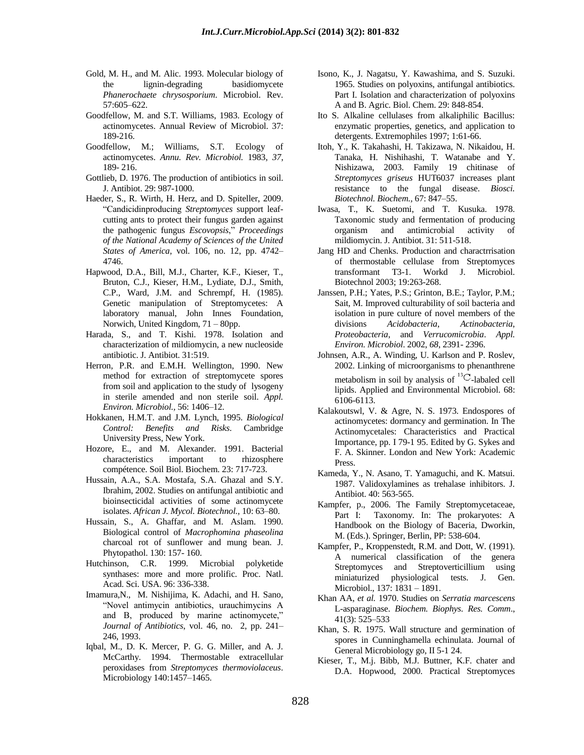Gold, M. H., and M. Alic. 1993. Molecular biology of the lignin-degrading basidiomycete *Phanerochaete chrysosporium*. Microbiol. Rev. 57:605–622.

Goodfellow, M. and S.T. Williams, 1983. Ecology of actinomycetes. Annual Review of Microbiol. 37: 189-216.

Goodfellow, M.; Williams, S.T. Ecology of actinomycetes. *Annu. Rev. Microbiol.* 1983, *37*, 189- 216.

Gottlieb, D. 1976. The production of antibiotics in soil. J. Antibiot. 29: 987-1000.

Haeder, S., R. Wirth, H. Herz, and D. Spiteller, 2009. "Candicidinproducing *Streptomyces* support leaf-cutting ants to protect their fungus garden against the pathogenic fungus *Escovopsis*," *Proceedings of the National Academy of Sciences of the United States of America*, vol. 106, no. 12, pp. 4742–4746.

Hapwood, D.A., Bill, M.J., Charter, K.F., Kieser, T., Bruton, C.J., Kieser, H.M., Lydiate, D.J., Smith, C.P., Ward, J.M. and Schrempf, H. (1985). Genetic manipulation of Streptomycetes: A laboratory manual, John Innes Foundation, Norwich, United Kingdom, 71 – 80pp.

Harada, S., and T. Kishi. 1978. Isolation and characterization of mildiomycin, a new nucleoside antibiotic. J. Antibiot. 31:519.

Herron, P.R. and E.M.H. Wellington, 1990. New method for extraction of streptomycete spores from soil and application to the study of lysogeny in sterile amended and non sterile soil. *Appl. Environ. Microbiol.,* 56: 1406–12.

Hokkanen, H.M.T. and J.M. Lynch, 1995. *Biological Control: Benefits and Risks*. Cambridge University Press, New York.

Hozore, E., and M. Alexander. 1991. Bacterial characteristics important to rhizosphere compétence. Soil Biol. Biochem. 23: 717-723.

Hussain, A.A., S.A. Mostafa, S.A. Ghazal and S.Y. Ibrahim, 2002. Studies on antifungal antibiotic and bioinsecticidal activities of some actinomycete isolates. *African J. Mycol. Biotechnol.*, 10: 63–80.

Hussain, S., A. Ghaffar, and M. Aslam. 1990. Biological control of *Macrophomina phaseolina* charcoal rot of sunflower and mung bean. J. Phytopathol. 130: 157- 160.

Hutchinson, C.R. 1999. Microbial polyketide synthases: more and more prolific. Proc. Natl. Acad. Sci. USA. 96: 336-338.

Imamura,N., M. Nishijima, K. Adachi, and H. Sano, "Novel antimycin antibiotics, urauchimycins A and B, produced by marine actinomycete," *Journal of Antibiotics*, vol. 46, no. 2, pp. 241–246, 1993.

Iqbal, M., D. K. Mercer, P. G. G. Miller, and A. J. McCarthy. 1994. Thermostable extracellular peroxidases from *Streptomyces thermoviolaceus*. Microbiology 140:1457–1465.

Isono, K., J. Nagatsu, Y. Kawashima, and S. Suzuki. 1965. Studies on polyoxins, antifungal antibiotics. Part I. Isolation and characterization of polyoxins A and B. Agric. Biol. Chem. 29: 848-854.

Ito S. Alkaline cellulases from alkaliphilic Bacillus: enzymatic properties, genetics, and application to detergents. Extremophiles 1997; 1:61-66.

Itoh, Y., K. Takahashi, H. Takizawa, N. Nikaidou, H. Tanaka, H. Nishihashi, T. Watanabe and Y. Nishizawa, 2003. Family 19 chitinase of *Streptomyces griseus* HUT6037 increases plant resistance to the fungal disease. *Biosci. Biotechnol. Biochem.,* 67: 847–55.

Iwasa, T., K. Suetomi, and T. Kusuka. 1978. Taxonomic study and fermentation of producing organism and antimicrobial activity of mildiomycin. J. Antibiot. 31: 511-518.

Jang HD and Chenks. Production and charactrrisation of thermostable cellulase from Streptomyces transformant T3-1. Workd J. Microbiol. Biotechnol 2003; 19:263-268.

Janssen, P.H.; Yates, P.S.; Grinton, B.E.; Taylor, P.M.; Sait, M. Improved culturability of soil bacteria and isolation in pure culture of novel members of the divisions *Acidobacteria*, *Actinobacteria*, *Proteobacteria*, and *Verrucomicrobia*. *Appl. Environ. Microbiol.* 2002, *68*, 2391- 2396.

Johnsen, A.R., A. Winding, U. Karlson and P. Roslev, 2002. Linking of microorganisms to phenanthrene metabolism in soil by analysis of $^{13}C$-labaled cell lipids. Applied and Environmental Microbiol. 68: 6106-6113.

Kalakoutswl, V. & Agre, N. S. 1973. Endospores of actinomycetes: dormancy and germination. In The Actinomycetales: Characteristics and Practical Importance, pp. I 79-1 95. Edited by G. Sykes and F. A. Skinner. London and New York: Academic Press.

Kameda, Y., N. Asano, T. Yamaguchi, and K. Matsui. 1987. Validoxylamines as trehalase inhibitors. J. Antibiot. 40: 563-565.

Kampfer, p., 2006. The Family Streptomycetaceae, Part I: Taxonomy. In: The prokaryotes: A Handbook on the Biology of Baceria, Dworkin, M. (Eds.). Springer, Berlin, PP: 538-604.

Kampfer, P., Kroppenstedt, R.M. and Dott, W. (1991). A numerical classification of the genera Streptomyces and Streptoverticillium using miniaturized physiological tests. J. Gen. Microbiol., 137: 1831 – 1891.

Khan AA, *et al.* 1970. Studies on *Serratia marcescens* L-asparaginase. *Biochem. Biophys. Res. Comm*., 41(3): 525–533

Khan, S. R. 1975. Wall structure and germination of spores in Cunninghamella echinulata. Journal of General Microbiology go, II 5-1 24.

Kieser, T., M.j. Bibb, M.J. Buttner, K.F. chater and D.A. Hopwood, 2000. Practical Streptomyces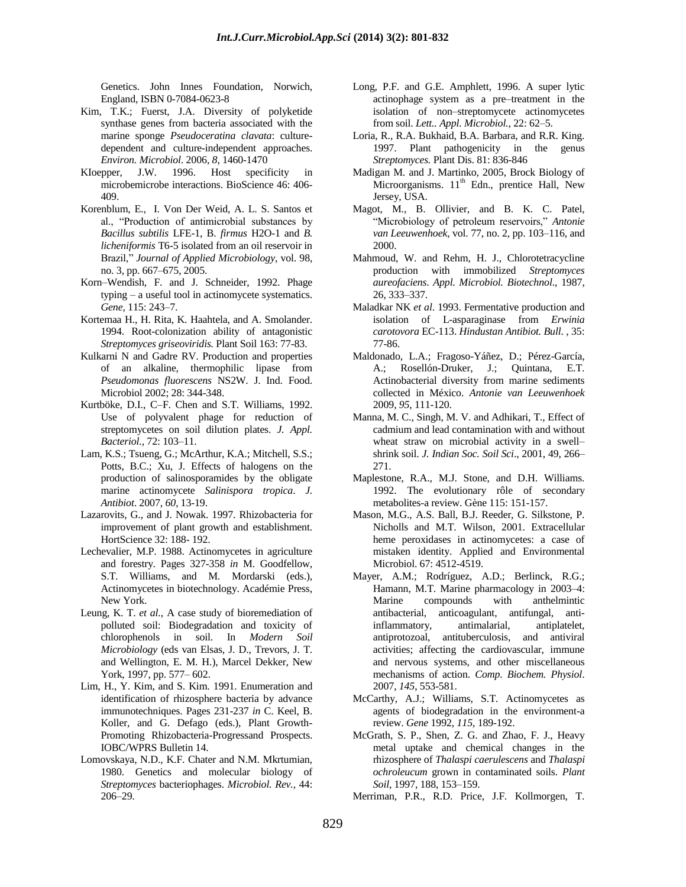Genetics. John Innes Foundation, Norwich, England, ISBN 0-7084-0623-8

Kim, T.K.; Fuerst, J.A. Diversity of polyketide synthase genes from bacteria associated with the marine sponge *Pseudoceratina clavata*: culture-dependent and culture-independent approaches. *Environ. Microbiol.* 2006, *8*, 1460-1470

KIoepper, J.W. 1996. Host specificity in microbemicrobe interactions. BioScience 46: 406-409.

Korenblum, E., I. Von Der Weid, A. L. S. Santos et al., "Production of antimicrobial substances by *Bacillus subtilis* LFE-1, B. *firmus* H2O-1 and *B. licheniformis* T6-5 isolated from an oil reservoir in Brazil," *Journal of Applied Microbiology*, vol. 98, no. 3, pp. 667–675, 2005.

Korn–Wendish, F. and J. Schneider, 1992. Phage typing – a useful tool in actinomycete systematics. *Gene,* 115: 243–7.

Kortemaa H., H. Rita, K. Haahtela, and A. Smolander. 1994. Root-colonization ability of antagonistic *Streptomyces griseoviridis.* Plant Soil 163: 77-83.

Kulkarni N and Gadre RV. Production and properties of an alkaline, thermophilic lipase from *Pseudomonas fluorescens* NS2W. J. Ind. Food. Microbiol 2002; 28: 344-348.

Kurtböke, D.I., C–F. Chen and S.T. Williams, 1992. Use of polyvalent phage for reduction of streptomycetes on soil dilution plates. *J. Appl. Bacteriol.,* 72: 103–11.

Lam, K.S.; Tsueng, G.; McArthur, K.A.; Mitchell, S.S.; Potts, B.C.; Xu, J. Effects of halogens on the production of salinosporamides by the obligate marine actinomycete *Salinispora tropica*. *J. Antibiot.* 2007, *60*, 13-19.

Lazarovits, G., and J. Nowak. 1997. Rhizobacteria for improvement of plant growth and establishment. HortScience 32: 188- 192.

Lechevalier, M.P. 1988. Actinomycetes in agriculture and forestry. Pages 327-358 *in* M. Goodfellow, S.T. Williams, and M. Mordarski (eds.), Actinomycetes in biotechnology. Académie Press, New York.

Leung, K. T. *et al.*, A case study of bioremediation of polluted soil: Biodegradation and toxicity of chlorophenols in soil. In *Modern Soil Microbiology* (eds van Elsas, J. D., Trevors, J. T. and Wellington, E. M. H.), Marcel Dekker, New York, 1997, pp. 577– 602.

Lim, H., Y. Kim, and S. Kim. 1991. Enumeration and identification of rhizosphere bacteria by advance immunotechniques. Pages 231-237 *in* C. Keel, B. Koller, and G. Defago (eds.), Plant Growth-Promoting Rhizobacteria-Progressand Prospects. IOBC/WPRS Bulletin 14.

Lomovskaya, N.D., K.F. Chater and N.M. Mkrtumian, 1980. Genetics and molecular biology of *Streptomyces* bacteriophages. *Microbiol. Rev.,* 44: 206–29.

Long, P.F. and G.E. Amphlett, 1996. A super lytic actinophage system as a pre–treatment in the isolation of non–streptomycete actinomycetes from soil. *Lett.. Appl. Microbiol.,* 22: 62–5.

Loria, R., R.A. Bukhaid, B.A. Barbara, and R.R. King. 1997. Plant pathogenicity in the genus *Streptomyces.* Plant Dis. 81: 836-846

Madigan M. and J. Martinko, 2005, Brock Biology of Microorganisms. 11th Edn., prentice Hall, New Jersey, USA.

Magot, M., B. Ollivier, and B. K. C. Patel, "Microbiology of petroleum reservoirs," *Antonie van Leeuwenhoek*, vol. 77, no. 2, pp. 103–116, and 2000.

Mahmoud, W. and Rehm, H. J., Chlorotetracycline production with immobilized *Streptomyces aureofaciens*. *Appl. Microbiol. Biotechnol*., 1987, 26, 333–337.

Maladkar NK *et al.* 1993. Fermentative production and isolation of L-asparaginase from *Erwinia carotovora* EC-113. *Hindustan Antibiot. Bull.* , 35: 77-86.

Maldonado, L.A.; Fragoso-Yáñez, D.; Pérez-García, A.; Rosellón-Druker, J.; Quintana, E.T. Actinobacterial diversity from marine sediments collected in México. *Antonie van Leeuwenhoek* 2009, *95*, 111-120.

Manna, M. C., Singh, M. V. and Adhikari, T., Effect of cadmium and lead contamination with and without wheat straw on microbial activity in a swell–shrink soil. *J. Indian Soc. Soil Sci*., 2001, 49, 266–271.

Maplestone, R.A., M.J. Stone, and D.H. Williams. 1992. The evolutionary rôle of secondary metabolites-a review. Gène 115: 151-157.

Mason, M.G., A.S. Ball, B.J. Reeder, G. Silkstone, P. Nicholls and M.T. Wilson, 2001. Extracellular heme peroxidases in actinomycetes: a case of mistaken identity. Applied and Environmental Microbiol. 67: 4512-4519.

Mayer, A.M.; Rodríguez, A.D.; Berlinck, R.G.; Hamann, M.T. Marine pharmacology in 2003–4: Marine compounds with anthelmintic antibacterial, anticoagulant, antifungal, anti-inflammatory, antimalarial, antiplatelet, antiprotozoal, antituberculosis, and antiviral activities; affecting the cardiovascular, immune and nervous systems, and other miscellaneous mechanisms of action. *Comp. Biochem. Physiol*. 2007, *145*, 553-581.

McCarthy, A.J.; Williams, S.T. Actinomycetes as agents of biodegradation in the environment-a review. *Gene* 1992, *115*, 189-192.

McGrath, S. P., Shen, Z. G. and Zhao, F. J., Heavy metal uptake and chemical changes in the rhizosphere of *Thalaspi caerulescens* and *Thalaspi ochroleucum* grown in contaminated soils. *Plant Soil*, 1997, 188, 153–159.

Merriman, P.R., R.D. Price, J.F. Kollmorgen, T.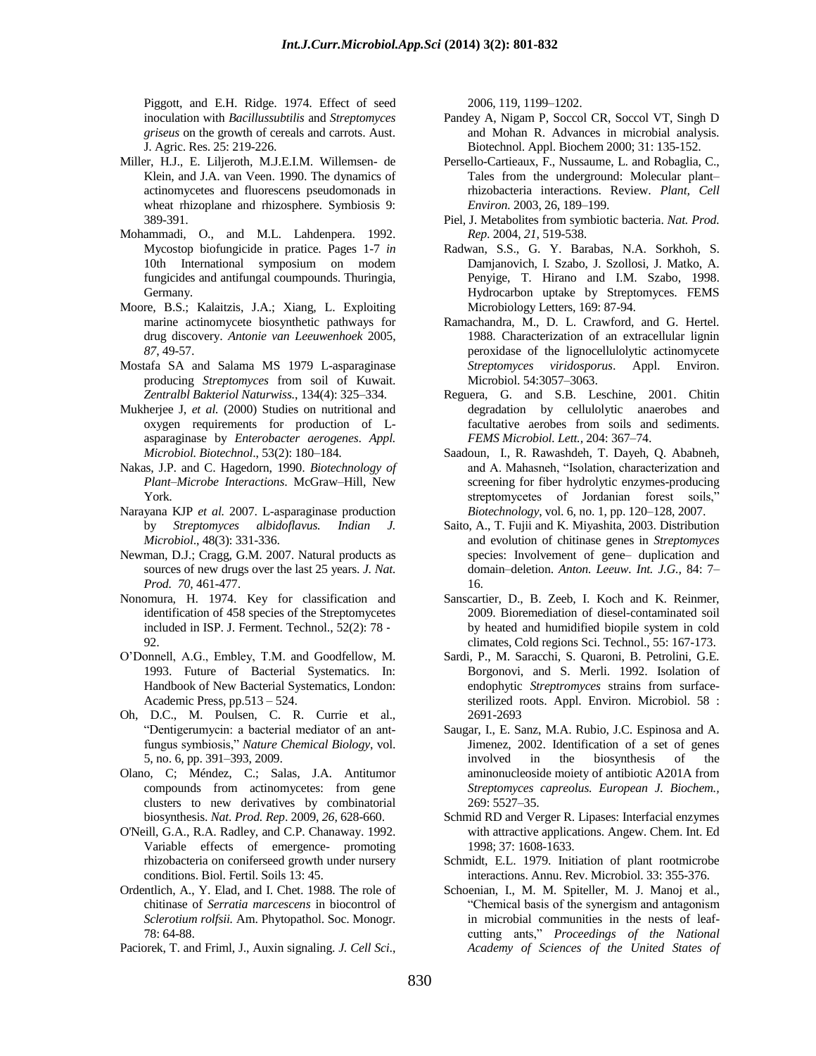Piggott, and E.H. Ridge. 1974. Effect of seed inoculation with *Bacillussubtilis* and *Streptomyces griseus* on the growth of cereals and carrots. Aust. J. Agric. Res. 25: 219-226.

Miller, H.J., E. Liljeroth, M.J.E.I.M. Willemsen- de Klein, and J.A. van Veen. 1990. The dynamics of actinomycetes and fluorescens pseudomonads in wheat rhizoplane and rhizosphere. Symbiosis 9: 389-391.

Mohammadi, O., and M.L. Lahdenpera. 1992. Mycostop biofungicide in pratice. Pages 1-7 *in* 10th International symposium on modem fungicides and antifungal coumpounds. Thuringia, Germany.

Moore, B.S.; Kalaitzis, J.A.; Xiang, L. Exploiting marine actinomycete biosynthetic pathways for drug discovery. *Antonie van Leeuwenhoek* 2005, *87*, 49-57.

Mostafa SA and Salama MS 1979 L-asparaginase producing *Streptomyces* from soil of Kuwait. *Zentralbl Bakteriol Naturwiss*., 134(4): 325–334.

Mukherjee J, *et al.* (2000) Studies on nutritional and oxygen requirements for production of L-asparaginase by *Enterobacter aerogenes*. *Appl. Microbiol. Biotechnol*., 53(2): 180–184.

Nakas, J.P. and C. Hagedorn, 1990. *Biotechnology of Plant–Microbe Interactions*. McGraw–Hill, New York.

Narayana KJP *et al.* 2007. L-asparaginase production by *Streptomyces albidoflavus. Indian J. Microbiol*., 48(3): 331-336.

Newman, D.J.; Cragg, G.M. 2007. Natural products as sources of new drugs over the last 25 years. *J. Nat. Prod. 70*, 461-477.

Nonomura, H. 1974. Key for classification and identification of 458 species of the Streptomycetes included in ISP. J. Ferment. Technol., 52(2): 78 - 92.

O'Donnell, A.G., Embley, T.M. and Goodfellow, M. 1993. Future of Bacterial Systematics. In: Handbook of New Bacterial Systematics, London: Academic Press, pp.513 – 524.

Oh, D.C., M. Poulsen, C. R. Currie et al., "Dentigerumycin: a bacterial mediator of an ant-fungus symbiosis," *Nature Chemical Biology*, vol. 5, no. 6, pp. 391–393, 2009.

Olano, C; Méndez, C.; Salas, J.A. Antitumor compounds from actinomycetes: from gene clusters to new derivatives by combinatorial biosynthesis. *Nat. Prod. Rep*. 2009, *26*, 628-660.

O'Neill, G.A., R.A. Radley, and C.P. Chanaway. 1992. Variable effects of emergence- promoting rhizobacteria on coniferseed growth under nursery conditions. Biol. Fertil. Soils 13: 45.

Ordentlich, A., Y. Elad, and I. Chet. 1988. The role of chitinase of *Serratia marcescens* in biocontrol of *Sclerotium rolfsii.* Am. Phytopathol. Soc. Monogr. 78: 64-88.

Paciorek, T. and Friml, J., Auxin signaling. *J. Cell Sci*., 2006, 119, 1199–1202.

Pandey A, Nigam P, Soccol CR, Soccol VT, Singh D and Mohan R. Advances in microbial analysis. Biotechnol. Appl. Biochem 2000; 31: 135-152.

Persello-Cartieaux, F., Nussaume, L. and Robaglia, C., Tales from the underground: Molecular plant–rhizobacteria interactions. Review. *Plant, Cell Environ*. 2003, 26, 189–199.

Piel, J. Metabolites from symbiotic bacteria. *Nat. Prod. Rep*. 2004, *21*, 519-538.

Radwan, S.S., G. Y. Barabas, N.A. Sorkhoh, S. Damjanovich, I. Szabo, J. Szollosi, J. Matko, A. Penyige, T. Hirano and I.M. Szabo, 1998. Hydrocarbon uptake by Streptomyces. FEMS Microbiology Letters, 169: 87-94.

Ramachandra, M., D. L. Crawford, and G. Hertel. 1988. Characterization of an extracellular lignin peroxidase of the lignocellulolytic actinomycete *Streptomyces viridosporus*. Appl. Environ. Microbiol. 54:3057–3063.

Reguera, G. and S.B. Leschine, 2001. Chitin degradation by cellulolytic anaerobes and facultative aerobes from soils and sediments. *FEMS Microbiol. Lett.,* 204: 367–74.

Saadoun, I., R. Rawashdeh, T. Dayeh, Q. Ababneh, and A. Mahasneh, "Isolation, characterization and screening for fiber hydrolytic enzymes-producing streptomycetes of Jordanian forest soils," *Biotechnology*, vol. 6, no. 1, pp. 120–128, 2007.

Saito, A., T. Fujii and K. Miyashita, 2003. Distribution and evolution of chitinase genes in *Streptomyces* species: Involvement of gene– duplication and domain–deletion. *Anton. Leeuw. Int. J.G.,* 84: 7–16.

Sanscartier, D., B. Zeeb, I. Koch and K. Reinmer, 2009. Bioremediation of diesel-contaminated soil by heated and humidified biopile system in cold climates, Cold regions Sci. Technol., 55: 167-173.

Sardi, P., M. Saracchi, S. Quaroni, B. Petrolini, G.E. Borgonovi, and S. Merli. 1992. Isolation of endophytic *Streptromyces* strains from surface-sterilized roots. Appl. Environ. Microbiol. 58 : 2691-2693

Saugar, I., E. Sanz, M.A. Rubio, J.C. Espinosa and A. Jimenez, 2002. Identification of a set of genes involved in the biosynthesis of the aminonucleoside moiety of antibiotic A201A from *Streptomyces capreolus. European J. Biochem.,* 269: 5527–35.

Schmid RD and Verger R. Lipases: Interfacial enzymes with attractive applications. Angew. Chem. Int. Ed 1998; 37: 1608-1633.

Schmidt, E.L. 1979. Initiation of plant rootmicrobe interactions. Annu. Rev. Microbiol. 33: 355-376.

Schoenian, I., M. M. Spiteller, M. J. Manoj et al., "Chemical basis of the synergism and antagonism in microbial communities in the nests of leaf-cutting ants," *Proceedings of the National Academy of Sciences of the United States of*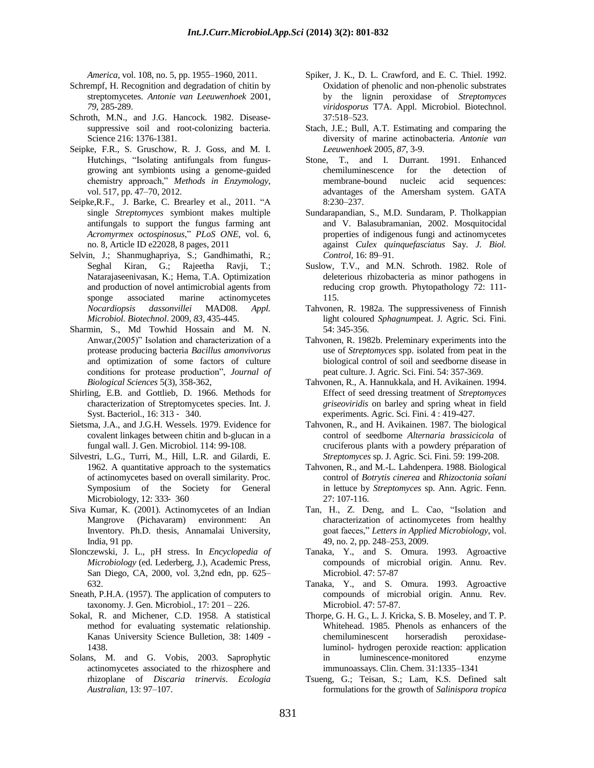*America*, vol. 108, no. 5, pp. 1955–1960, 2011.

Schrempf, H. Recognition and degradation of chitin by streptomycetes. *Antonie van Leeuwenhoek* 2001, *79*, 285-289.

Schroth, M.N., and J.G. Hancock. 1982. Disease-suppressive soil and root-colonizing bacteria. Science 216: 1376-1381.

Seipke, F.R., S. Gruschow, R. J. Goss, and M. I. Hutchings, "Isolating antifungals from fungus-growing ant symbionts using a genome-guided chemistry approach," *Methods in Enzymology*, vol. 517, pp. 47–70, 2012.

Seipke,R.F., J. Barke, C. Brearley et al., 2011. "A single *Streptomyces* symbiont makes multiple antifungals to support the fungus farming ant *Acromyrmex octospinosus*," *PLoS ONE,* vol. 6, no. 8, Article ID e22028, 8 pages, 2011

Selvin, J.; Shanmughapriya, S.; Gandhimathi, R.; Seghal Kiran, G.; Rajeetha Ravji, T.; Natarajaseenivasan, K.; Hema, T.A. Optimization and production of novel antimicrobial agents from sponge associated marine actinomycetes *Nocardiopsis dassonvillei* MAD08. *Appl. Microbiol. Biotechnol.* 2009, *83*, 435-445.

Sharmin, S., Md Towhid Hossain and M. N. Anwar,(2005)" Isolation and characterization of a protease producing bacteria *Bacillus amonvivorus* and optimization of some factors of culture conditions for protease production", *Journal of Biological Sciences* 5(3), 358-362,

Shirling, E.B. and Gottlieb, D. 1966. Methods for characterization of Streptomycetes species. Int. J. Syst. Bacteriol., 16: 313 - 340.

Sietsma, J.A., and J.G.H. Wessels. 1979. Evidence for covalent linkages between chitin and b-glucan in a fungal wall. J. Gen. Microbiol. 114: 99-108.

Silvestri, L.G., Turri, M., Hill, L.R. and Gilardi, E. 1962. A quantitative approach to the systematics of actinomycetes based on overall similarity. Proc. Symposium of the Society for General Microbiology, 12: 333- 360

Siva Kumar, K. (2001). Actinomycetes of an Indian Mangrove (Pichavaram) environment: An Inventory. Ph.D. thesis, Annamalai University, India, 91 pp.

Slonczewski, J. L., pH stress. In *Encyclopedia of Microbiology* (ed. Lederberg, J.), Academic Press, San Diego, CA, 2000, vol. 3,2nd edn, pp. 625–632.

Sneath, P.H.A. (1957). The application of computers to taxonomy. J. Gen. Microbiol., 17: 201 – 226.

Sokal, R. and Michener, C.D. 1958. A statistical method for evaluating systematic relationship. Kanas University Science Bulletion, 38: 1409 - 1438.

Solans, M. and G. Vobis, 2003. Saprophytic actinomycetes associated to the rhizosphere and rhizoplane of *Discaria trinervis*. *Ecologia Australian,* 13: 97–107.

Spiker, J. K., D. L. Crawford, and E. C. Thiel. 1992. Oxidation of phenolic and non-phenolic substrates by the lignin peroxidase of *Streptomyces viridosporus* T7A. Appl. Microbiol. Biotechnol. 37:518–523.

Stach, J.E.; Bull, A.T. Estimating and comparing the diversity of marine actinobacteria. *Antonie van Leeuwenhoek* 2005, *87*, 3-9.

Stone, T., and I. Durrant. 1991. Enhanced chemiluminescence for the detection of membrane-bound nucleic acid sequences: advantages of the Amersham system. GATA 8:230–237.

Sundarapandian, S., M.D. Sundaram, P. Tholkappian and V. Balasubramanian, 2002. Mosquitocidal properties of indigenous fungi and actinomycetes against *Culex quinquefasciatus* Say. *J. Biol. Control*, 16: 89–91.

Suslow, T.V., and M.N. Schroth. 1982. Role of deleterious rhizobacteria as minor pathogens in reducing crop growth. Phytopathology 72: 111-115.

Tahvonen, R. 1982a. The suppressiveness of Finnish light coloured *Sphagnum*peat. J. Agric. Sci. Fini. 54: 345-356.

Tahvonen, R. 1982b. Preleminary experiments into the use of *Streptomyces* spp. isolated from peat in the biological control of soil and seedborne disease in peat culture. J. Agric. Sci. Fini. 54: 357-369.

Tahvonen, R., A. Hannukkala, and H. Avikainen. 1994. Effect of seed dressing treatment of *Streptomyces griseoviridis* on barley and spring wheat in field experiments. Agric. Sci. Fini. 4 : 419-427.

Tahvonen, R., and H. Avikainen. 1987. The biological control of seedborne *Alternaria brassicicola* of cruciferous plants with a powdery préparation of *Streptomyces* sp. J. Agric. Sci. Fini. 59: 199-208.

Tahvonen, R., and M.-L. Lahdenpera. 1988. Biological control of *Botrytis cinerea* and *Rhizoctonia soîani* in lettuce by *Streptomyces* sp. Ann. Agric. Fenn. 27: 107-116.

Tan, H., Z. Deng, and L. Cao, "Isolation and characterization of actinomycetes from healthy goat faeces," *Letters in Applied Microbiology*, vol. 49, no. 2, pp. 248–253, 2009.

Tanaka, Y., and S. Omura. 1993. Agroactive compounds of microbial origin. Annu. Rev. Microbiol. 47: 57-87

Tanaka, Y., and S. Omura. 1993. Agroactive compounds of microbial origin. Annu. Rev. Microbiol. 47: 57-87.

Thorpe, G. H. G., L. J. Kricka, S. B. Moseley, and T. P. Whitehead. 1985. Phenols as enhancers of the chemiluminescent horseradish peroxidase-luminol- hydrogen peroxide reaction: application in luminescence-monitored enzyme immunoassays. Clin. Chem. 31:1335–1341

Tsueng, G.; Teisan, S.; Lam, K.S. Defined salt formulations for the growth of *Salinispora tropica*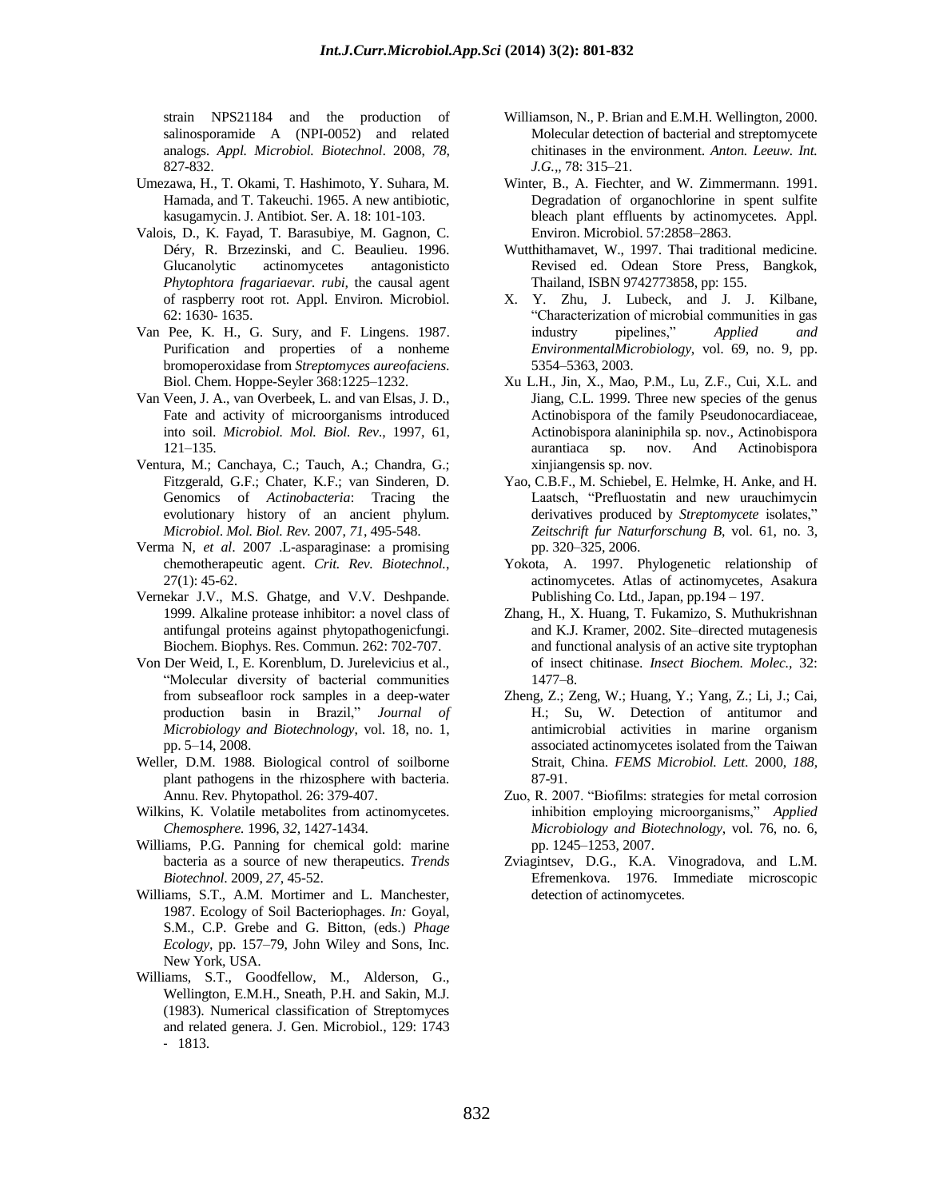strain NPS21184 and the production of salinosporamide A (NPI-0052) and related analogs. *Appl. Microbiol. Biotechnol*. 2008, *78*, 827-832.

Umezawa, H., T. Okami, T. Hashimoto, Y. Suhara, M. Hamada, and T. Takeuchi. 1965. A new antibiotic, kasugamycin. J. Antibiot. Ser. A. 18: 101-103.

Valois, D., K. Fayad, T. Barasubiye, M. Gagnon, C. Déry, R. Brzezinski, and C. Beaulieu. 1996. Glucanolytic actinomycetes antagonisticto *Phytophtora fragariaevar. rubi*, the causal agent of raspberry root rot. Appl. Environ. Microbiol. 62: 1630- 1635.

Van Pee, K. H., G. Sury, and F. Lingens. 1987. Purification and properties of a nonheme bromoperoxidase from *Streptomyces aureofaciens*. Biol. Chem. Hoppe-Seyler 368:1225–1232.

Van Veen, J. A., van Overbeek, L. and van Elsas, J. D., Fate and activity of microorganisms introduced into soil. *Microbiol. Mol. Biol. Rev*., 1997, 61, 121–135.

Ventura, M.; Canchaya, C.; Tauch, A.; Chandra, G.; Fitzgerald, G.F.; Chater, K.F.; van Sinderen, D. Genomics of *Actinobacteria*: Tracing the evolutionary history of an ancient phylum. *Microbiol*. *Mol. Biol. Rev.* 2007, *71*, 495-548.

Verma N, *et al*. 2007 .L-asparaginase: a promising chemotherapeutic agent. *Crit. Rev. Biotechnol.*, 27(1): 45-62.

Vernekar J.V., M.S. Ghatge, and V.V. Deshpande. 1999. Alkaline protease inhibitor: a novel class of antifungal proteins against phytopathogenicfungi. Biochem. Biophys. Res. Commun. 262: 702-707.

Von Der Weid, I., E. Korenblum, D. Jurelevicius et al., "Molecular diversity of bacterial communities from subseafloor rock samples in a deep-water production basin in Brazil," *Journal of Microbiology and Biotechnology*, vol. 18, no. 1, pp. 5–14, 2008.

Weller, D.M. 1988. Biological control of soilborne plant pathogens in the rhizosphere with bacteria. Annu. Rev. Phytopathol. 26: 379-407.

Wilkins, K. Volatile metabolites from actinomycetes. *Chemosphere.* 1996, *32*, 1427-1434.

Williams, P.G. Panning for chemical gold: marine bacteria as a source of new therapeutics. *Trends Biotechnol*. 2009, *27*, 45-52.

Williams, S.T., A.M. Mortimer and L. Manchester, 1987. Ecology of Soil Bacteriophages. *In:* Goyal, S.M., C.P. Grebe and G. Bitton, (eds.) *Phage Ecology*, pp. 157–79, John Wiley and Sons, Inc. New York, USA.

Williams, S.T., Goodfellow, M., Alderson, G., Wellington, E.M.H., Sneath, P.H. and Sakin, M.J. (1983). Numerical classification of Streptomyces and related genera. J. Gen. Microbiol., 129: 1743 - 1813.

Williamson, N., P. Brian and E.M.H. Wellington, 2000. Molecular detection of bacterial and streptomycete chitinases in the environment. *Anton. Leeuw. Int. J.G.,*, 78: 315–21.

Winter, B., A. Fiechter, and W. Zimmermann. 1991. Degradation of organochlorine in spent sulfite bleach plant effluents by actinomycetes. Appl. Environ. Microbiol. 57:2858–2863.

Wutthithamavet, W., 1997. Thai traditional medicine. Revised ed. Odean Store Press, Bangkok, Thailand, ISBN 9742773858, pp: 155.

X. Y. Zhu, J. Lubeck, and J. J. Kilbane, "Characterization of microbial communities in gas industry pipelines," *Applied and EnvironmentalMicrobiology*, vol. 69, no. 9, pp. 5354–5363, 2003.

Xu L.H., Jin, X., Mao, P.M., Lu, Z.F., Cui, X.L. and Jiang, C.L. 1999. Three new species of the genus Actinobispora of the family Pseudonocardiaceae, Actinobispora alaniniphila sp. nov., Actinobispora aurantiaca sp. nov. And Actinobispora xinjiangensis sp. nov.

Yao, C.B.F., M. Schiebel, E. Helmke, H. Anke, and H. Laatsch, "Prefluostatin and new urauchimycin derivatives produced by *Streptomycete* isolates," *Zeitschrift fur Naturforschung B*, vol. 61, no. 3, pp. 320–325, 2006.

Yokota, A. 1997. Phylogenetic relationship of actinomycetes. Atlas of actinomycetes, Asakura Publishing Co. Ltd., Japan, pp.194 – 197.

Zhang, H., X. Huang, T. Fukamizo, S. Muthukrishnan and K.J. Kramer, 2002. Site–directed mutagenesis and functional analysis of an active site tryptophan of insect chitinase. *Insect Biochem. Molec.*, 32: 1477–8.

Zheng, Z.; Zeng, W.; Huang, Y.; Yang, Z.; Li, J.; Cai, H.; Su, W. Detection of antitumor and antimicrobial activities in marine organism associated actinomycetes isolated from the Taiwan Strait, China. *FEMS Microbiol. Lett*. 2000, *188*, 87-91.

Zuo, R. 2007. "Biofilms: strategies for metal corrosion inhibition employing microorganisms," *Applied Microbiology and Biotechnology*, vol. 76, no. 6, pp. 1245–1253, 2007.

Zviagintsev, D.G., K.A. Vinogradova, and L.M. Efremenkova. 1976. Immediate microscopic detection of actinomycetes.